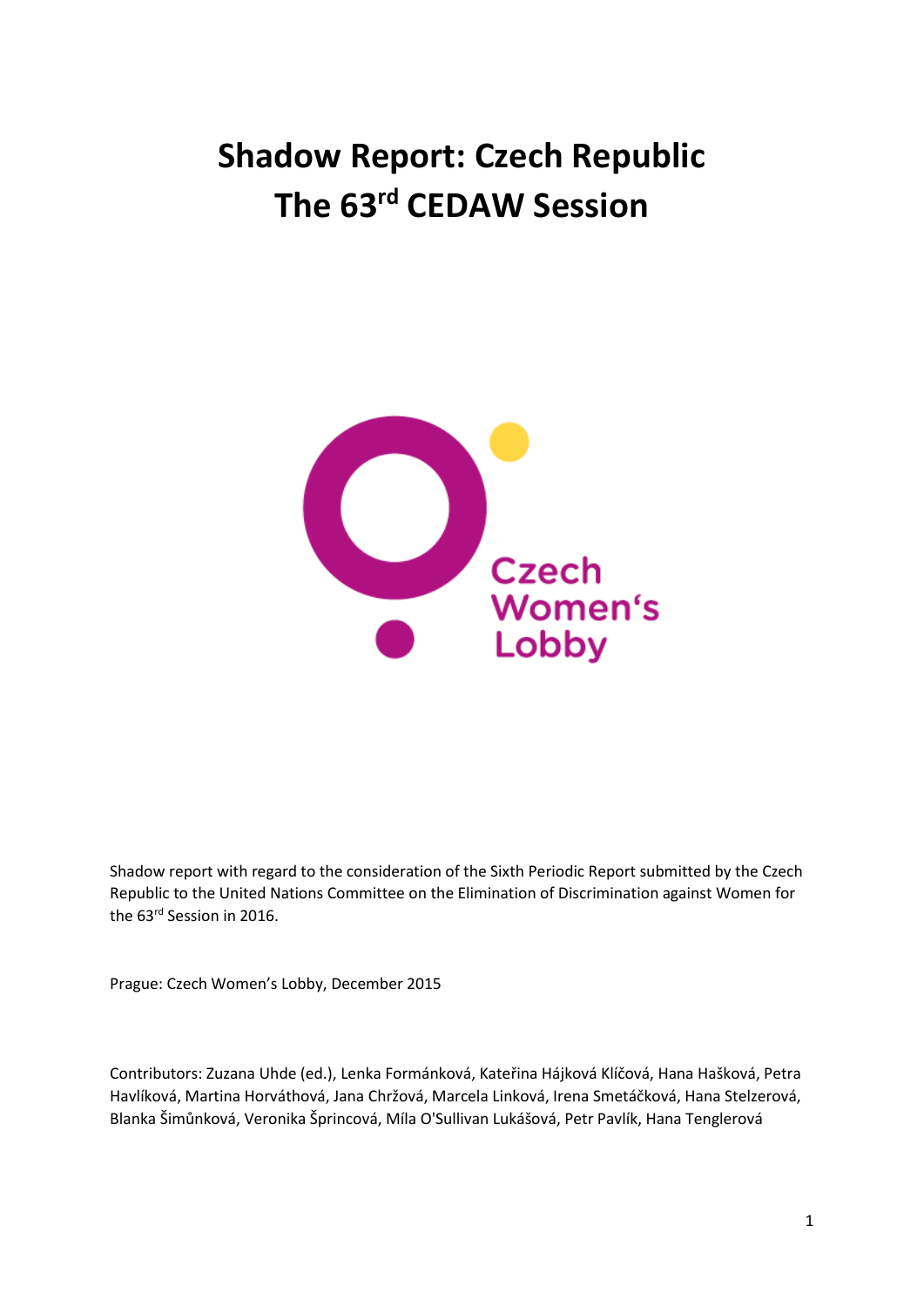# Shadow Report: Czech Republic
# The 63rd CEDAW Session

Czech Women's Lobby

Shadow report with regard to the consideration of the Sixth Periodic Report submitted by the Czech Republic to the United Nations Committee on the Elimination of Discrimination against Women for the 63rd Session in 2016.

Prague: Czech Women's Lobby, December 2015

Contributors: Zuzana Uhde (ed.), Lenka Formánková, Kateřina Hájková Klíčová, Hana Hašková, Petra Havlíková, Martina Horváthová, Jana Chržová, Marcela Linková, Irena Smetáčková, Hana Stelzerová, Blanka Šimůnková, Veronika Šprincová, Míla O'Sullivan Lukášová, Petr Pavlík, Hana Tenglerová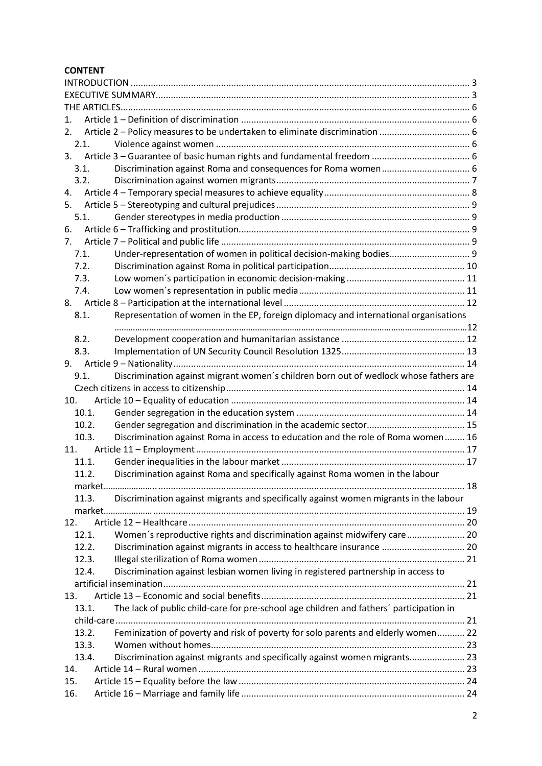**CONTENT**

- INTRODUCTION ... 3
- EXECUTIVE SUMMARY ... 3
- THE ARTICLES ... 6
- 1. Article 1 – Definition of discrimination ... 6
- 2. Article 2 – Policy measures to be undertaken to eliminate discrimination ... 6
  - 2.1. Violence against women ... 6
- 3. Article 3 – Guarantee of basic human rights and fundamental freedom ... 6
  - 3.1. Discrimination against Roma and consequences for Roma women ... 6
  - 3.2. Discrimination against women migrants ... 7
- 4. Article 4 – Temporary special measures to achieve equality ... 8
- 5. Article 5 – Stereotyping and cultural prejudices ... 9
  - 5.1. Gender stereotypes in media production ... 9
- 6. Article 6 – Trafficking and prostitution ... 9
- 7. Article 7 – Political and public life ... 9
  - 7.1. Under-representation of women in political decision-making bodies ... 9
  - 7.2. Discrimination against Roma in political participation ... 10
  - 7.3. Low women´s participation in economic decision-making ... 11
  - 7.4. Low women´s representation in public media ... 11
- 8. Article 8 – Participation at the international level ... 12
  - 8.1. Representation of women in the EP, foreign diplomacy and international organisations ... 12
  - 8.2. Development cooperation and humanitarian assistance ... 12
  - 8.3. Implementation of UN Security Council Resolution 1325 ... 13
- 9. Article 9 – Nationality ... 14
  - 9.1. Discrimination against migrant women´s children born out of wedlock whose fathers are Czech citizens in access to citizenship ... 14
- 10. Article 10 – Equality of education ... 14
  - 10.1. Gender segregation in the education system ... 14
  - 10.2. Gender segregation and discrimination in the academic sector ... 15
  - 10.3. Discrimination against Roma in access to education and the role of Roma women ... 16
- 11. Article 11 – Employment ... 17
  - 11.1. Gender inequalities in the labour market ... 17
  - 11.2. Discrimination against Roma and specifically against Roma women in the labour market ... 18
  - 11.3. Discrimination against migrants and specifically against women migrants in the labour market ... 19
- 12. Article 12 – Healthcare ... 20
  - 12.1. Women´s reproductive rights and discrimination against midwifery care ... 20
  - 12.2. Discrimination against migrants in access to healthcare insurance ... 20
  - 12.3. Illegal sterilization of Roma women ... 21
  - 12.4. Discrimination against lesbian women living in registered partnership in access to artificial insemination ... 21
- 13. Article 13 – Economic and social benefits ... 21
  - 13.1. The lack of public child-care for pre-school age children and fathers´ participation in child-care ... 21
  - 13.2. Feminization of poverty and risk of poverty for solo parents and elderly women ... 22
  - 13.3. Women without homes ... 23
  - 13.4. Discrimination against migrants and specifically against women migrants ... 23
- 14. Article 14 – Rural women ... 23
- 15. Article 15 – Equality before the law ... 24
- 16. Article 16 – Marriage and family life ... 24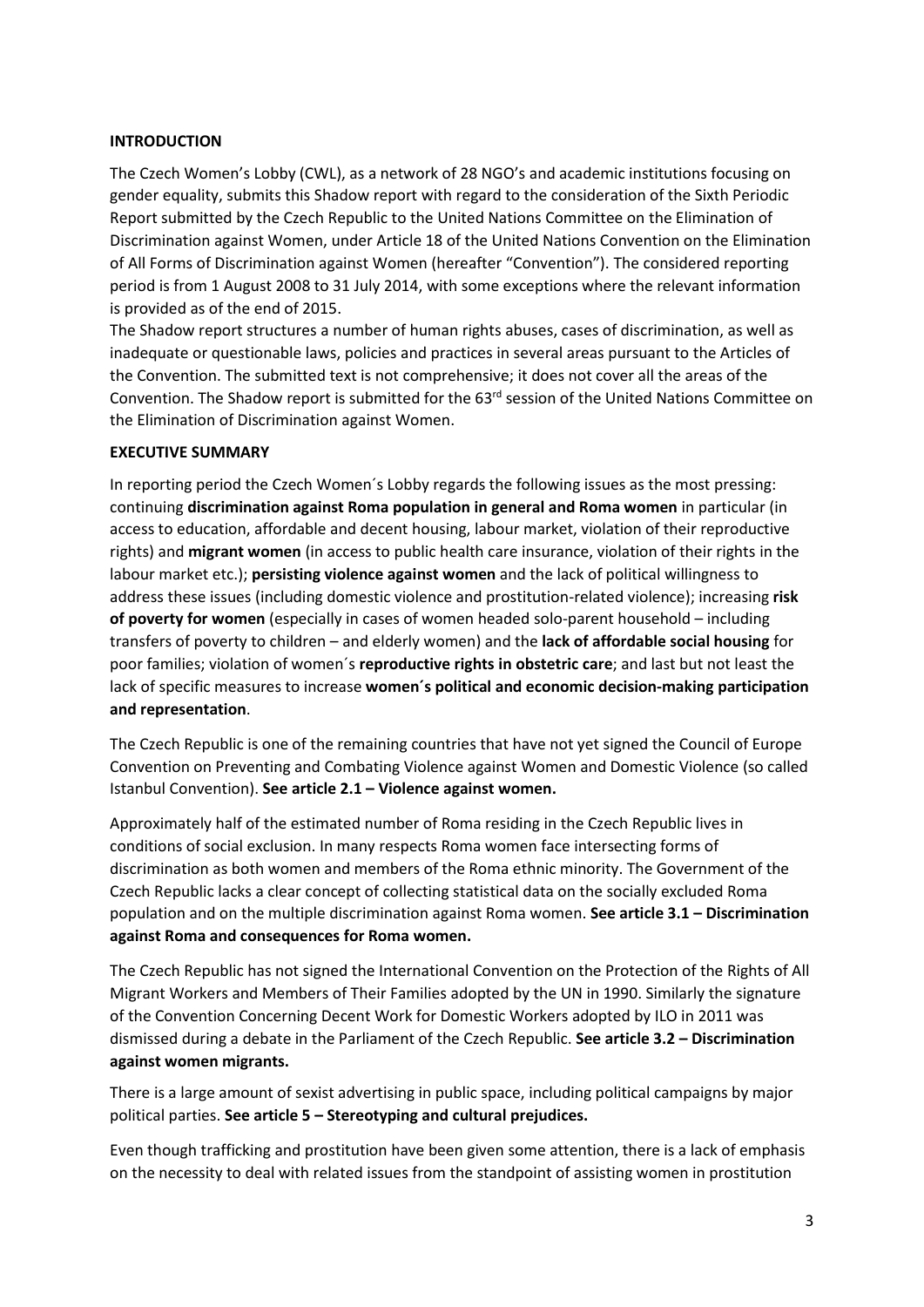## INTRODUCTION

The Czech Women's Lobby (CWL), as a network of 28 NGO's and academic institutions focusing on gender equality, submits this Shadow report with regard to the consideration of the Sixth Periodic Report submitted by the Czech Republic to the United Nations Committee on the Elimination of Discrimination against Women, under Article 18 of the United Nations Convention on the Elimination of All Forms of Discrimination against Women (hereafter "Convention"). The considered reporting period is from 1 August 2008 to 31 July 2014, with some exceptions where the relevant information is provided as of the end of 2015.

The Shadow report structures a number of human rights abuses, cases of discrimination, as well as inadequate or questionable laws, policies and practices in several areas pursuant to the Articles of the Convention. The submitted text is not comprehensive; it does not cover all the areas of the Convention. The Shadow report is submitted for the 63rd session of the United Nations Committee on the Elimination of Discrimination against Women.

## EXECUTIVE SUMMARY

In reporting period the Czech Women´s Lobby regards the following issues as the most pressing: continuing **discrimination against Roma population in general and Roma women** in particular (in access to education, affordable and decent housing, labour market, violation of their reproductive rights) and **migrant women** (in access to public health care insurance, violation of their rights in the labour market etc.); **persisting violence against women** and the lack of political willingness to address these issues (including domestic violence and prostitution-related violence); increasing **risk of poverty for women** (especially in cases of women headed solo-parent household – including transfers of poverty to children – and elderly women) and the **lack of affordable social housing** for poor families; violation of women´s **reproductive rights in obstetric care**; and last but not least the lack of specific measures to increase **women´s political and economic decision-making participation and representation**.

The Czech Republic is one of the remaining countries that have not yet signed the Council of Europe Convention on Preventing and Combating Violence against Women and Domestic Violence (so called Istanbul Convention). **See article 2.1 – Violence against women.**

Approximately half of the estimated number of Roma residing in the Czech Republic lives in conditions of social exclusion. In many respects Roma women face intersecting forms of discrimination as both women and members of the Roma ethnic minority. The Government of the Czech Republic lacks a clear concept of collecting statistical data on the socially excluded Roma population and on the multiple discrimination against Roma women. **See article 3.1 – Discrimination against Roma and consequences for Roma women.**

The Czech Republic has not signed the International Convention on the Protection of the Rights of All Migrant Workers and Members of Their Families adopted by the UN in 1990. Similarly the signature of the Convention Concerning Decent Work for Domestic Workers adopted by ILO in 2011 was dismissed during a debate in the Parliament of the Czech Republic. **See article 3.2 – Discrimination against women migrants.**

There is a large amount of sexist advertising in public space, including political campaigns by major political parties. **See article 5 – Stereotyping and cultural prejudices.**

Even though trafficking and prostitution have been given some attention, there is a lack of emphasis on the necessity to deal with related issues from the standpoint of assisting women in prostitution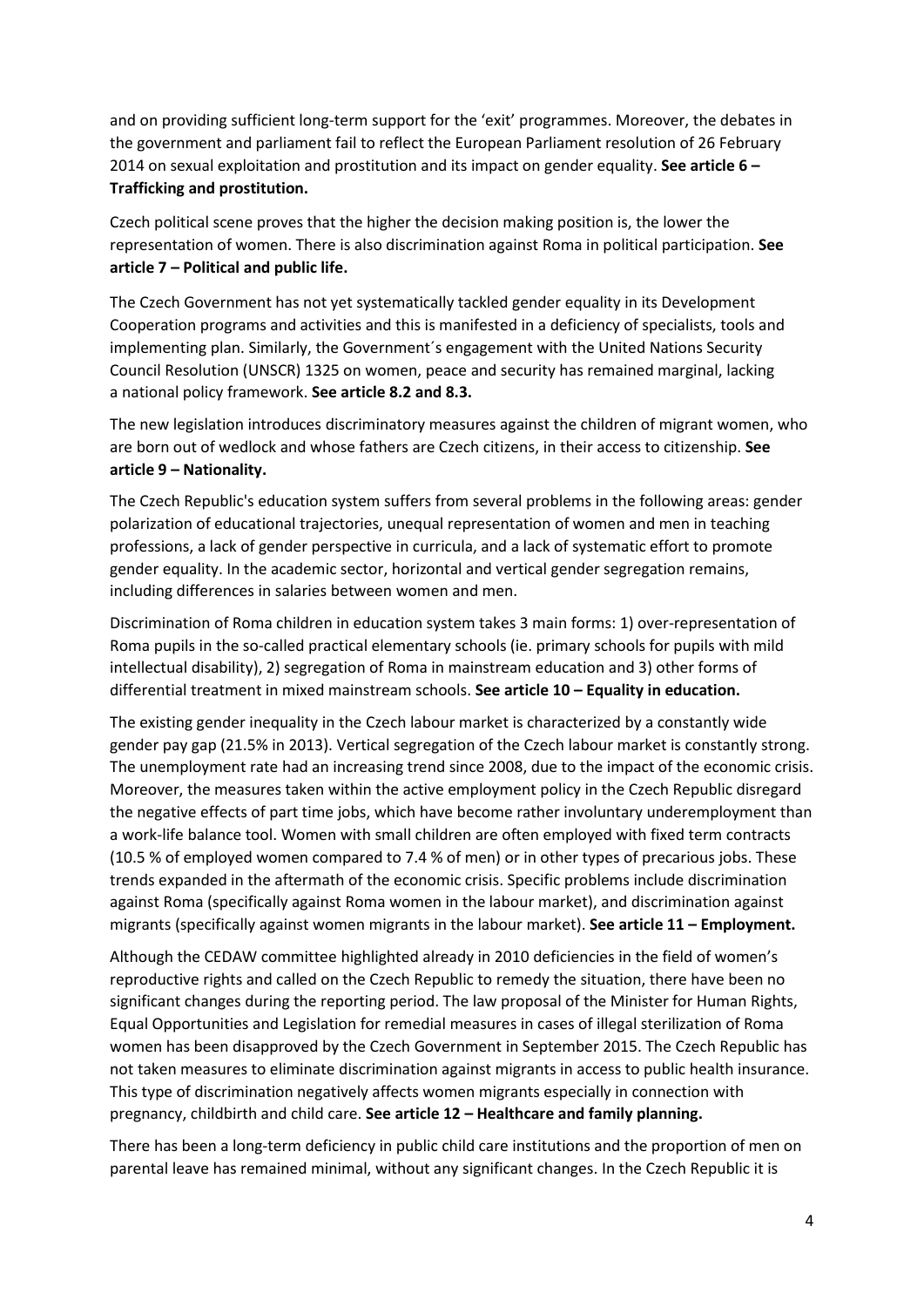and on providing sufficient long-term support for the 'exit' programmes. Moreover, the debates in the government and parliament fail to reflect the European Parliament resolution of 26 February 2014 on sexual exploitation and prostitution and its impact on gender equality. **See article 6 – Trafficking and prostitution.**

Czech political scene proves that the higher the decision making position is, the lower the representation of women. There is also discrimination against Roma in political participation. **See article 7 – Political and public life.**

The Czech Government has not yet systematically tackled gender equality in its Development Cooperation programs and activities and this is manifested in a deficiency of specialists, tools and implementing plan. Similarly, the Government´s engagement with the United Nations Security Council Resolution (UNSCR) 1325 on women, peace and security has remained marginal, lacking a national policy framework. **See article 8.2 and 8.3.**

The new legislation introduces discriminatory measures against the children of migrant women, who are born out of wedlock and whose fathers are Czech citizens, in their access to citizenship. **See article 9 – Nationality.**

The Czech Republic's education system suffers from several problems in the following areas: gender polarization of educational trajectories, unequal representation of women and men in teaching professions, a lack of gender perspective in curricula, and a lack of systematic effort to promote gender equality. In the academic sector, horizontal and vertical gender segregation remains, including differences in salaries between women and men.

Discrimination of Roma children in education system takes 3 main forms: 1) over-representation of Roma pupils in the so-called practical elementary schools (ie. primary schools for pupils with mild intellectual disability), 2) segregation of Roma in mainstream education and 3) other forms of differential treatment in mixed mainstream schools. **See article 10 – Equality in education.**

The existing gender inequality in the Czech labour market is characterized by a constantly wide gender pay gap (21.5% in 2013). Vertical segregation of the Czech labour market is constantly strong. The unemployment rate had an increasing trend since 2008, due to the impact of the economic crisis. Moreover, the measures taken within the active employment policy in the Czech Republic disregard the negative effects of part time jobs, which have become rather involuntary underemployment than a work-life balance tool. Women with small children are often employed with fixed term contracts (10.5 % of employed women compared to 7.4 % of men) or in other types of precarious jobs. These trends expanded in the aftermath of the economic crisis. Specific problems include discrimination against Roma (specifically against Roma women in the labour market), and discrimination against migrants (specifically against women migrants in the labour market). **See article 11 – Employment.**

Although the CEDAW committee highlighted already in 2010 deficiencies in the field of women's reproductive rights and called on the Czech Republic to remedy the situation, there have been no significant changes during the reporting period. The law proposal of the Minister for Human Rights, Equal Opportunities and Legislation for remedial measures in cases of illegal sterilization of Roma women has been disapproved by the Czech Government in September 2015. The Czech Republic has not taken measures to eliminate discrimination against migrants in access to public health insurance. This type of discrimination negatively affects women migrants especially in connection with pregnancy, childbirth and child care. **See article 12 – Healthcare and family planning.**

There has been a long-term deficiency in public child care institutions and the proportion of men on parental leave has remained minimal, without any significant changes. In the Czech Republic it is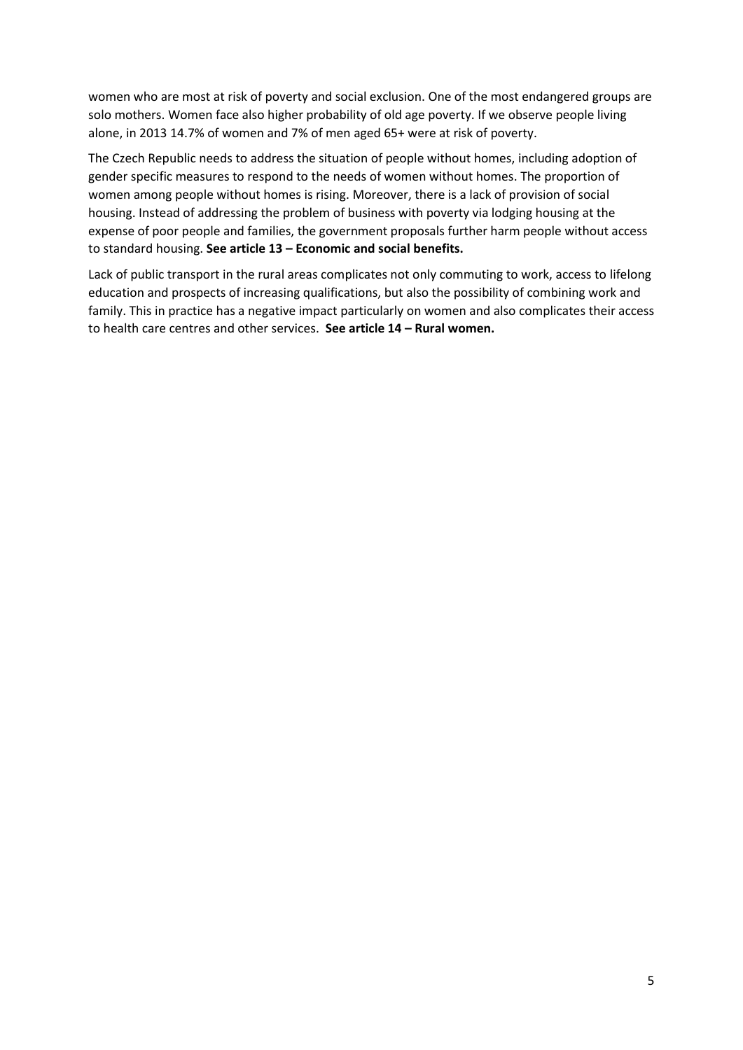women who are most at risk of poverty and social exclusion. One of the most endangered groups are solo mothers. Women face also higher probability of old age poverty. If we observe people living alone, in 2013 14.7% of women and 7% of men aged 65+ were at risk of poverty.

The Czech Republic needs to address the situation of people without homes, including adoption of gender specific measures to respond to the needs of women without homes. The proportion of women among people without homes is rising. Moreover, there is a lack of provision of social housing. Instead of addressing the problem of business with poverty via lodging housing at the expense of poor people and families, the government proposals further harm people without access to standard housing. **See article 13 – Economic and social benefits.**

Lack of public transport in the rural areas complicates not only commuting to work, access to lifelong education and prospects of increasing qualifications, but also the possibility of combining work and family. This in practice has a negative impact particularly on women and also complicates their access to health care centres and other services. **See article 14 – Rural women.**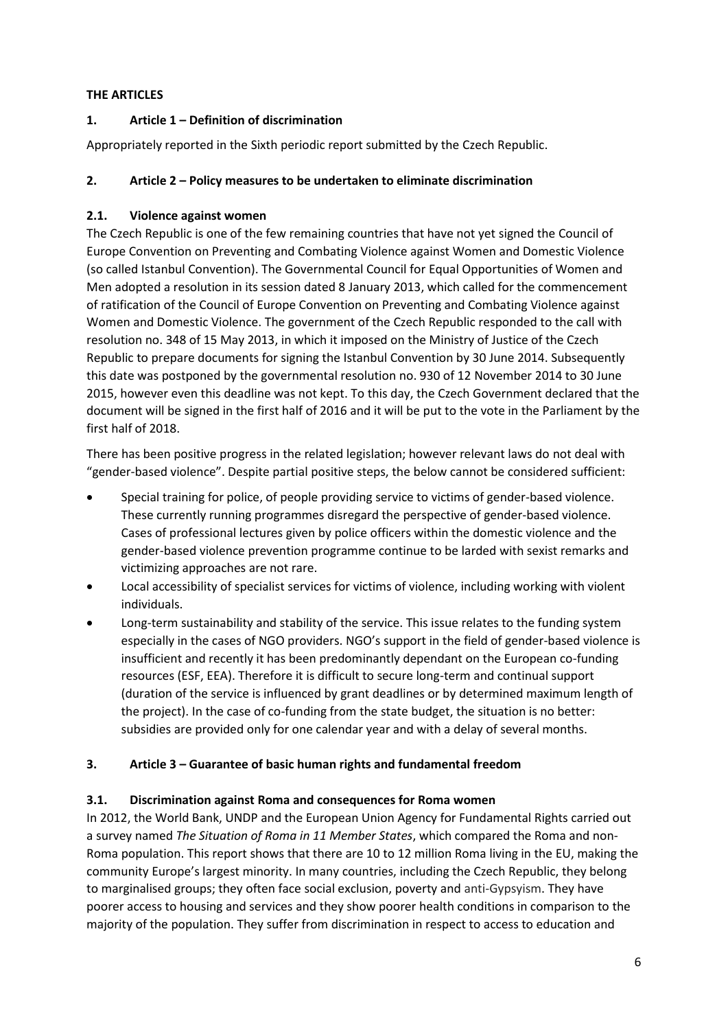**THE ARTICLES**

## 1. Article 1 – Definition of discrimination

Appropriately reported in the Sixth periodic report submitted by the Czech Republic.

## 2. Article 2 – Policy measures to be undertaken to eliminate discrimination

### 2.1. Violence against women

The Czech Republic is one of the few remaining countries that have not yet signed the Council of Europe Convention on Preventing and Combating Violence against Women and Domestic Violence (so called Istanbul Convention). The Governmental Council for Equal Opportunities of Women and Men adopted a resolution in its session dated 8 January 2013, which called for the commencement of ratification of the Council of Europe Convention on Preventing and Combating Violence against Women and Domestic Violence. The government of the Czech Republic responded to the call with resolution no. 348 of 15 May 2013, in which it imposed on the Ministry of Justice of the Czech Republic to prepare documents for signing the Istanbul Convention by 30 June 2014. Subsequently this date was postponed by the governmental resolution no. 930 of 12 November 2014 to 30 June 2015, however even this deadline was not kept. To this day, the Czech Government declared that the document will be signed in the first half of 2016 and it will be put to the vote in the Parliament by the first half of 2018.

There has been positive progress in the related legislation; however relevant laws do not deal with "gender-based violence". Despite partial positive steps, the below cannot be considered sufficient:

- Special training for police, of people providing service to victims of gender-based violence. These currently running programmes disregard the perspective of gender-based violence. Cases of professional lectures given by police officers within the domestic violence and the gender-based violence prevention programme continue to be larded with sexist remarks and victimizing approaches are not rare.
- Local accessibility of specialist services for victims of violence, including working with violent individuals.
- Long-term sustainability and stability of the service. This issue relates to the funding system especially in the cases of NGO providers. NGO's support in the field of gender-based violence is insufficient and recently it has been predominantly dependant on the European co-funding resources (ESF, EEA). Therefore it is difficult to secure long-term and continual support (duration of the service is influenced by grant deadlines or by determined maximum length of the project). In the case of co-funding from the state budget, the situation is no better: subsidies are provided only for one calendar year and with a delay of several months.

## 3. Article 3 – Guarantee of basic human rights and fundamental freedom

### 3.1. Discrimination against Roma and consequences for Roma women

In 2012, the World Bank, UNDP and the European Union Agency for Fundamental Rights carried out a survey named *The Situation of Roma in 11 Member States*, which compared the Roma and non-Roma population. This report shows that there are 10 to 12 million Roma living in the EU, making the community Europe's largest minority. In many countries, including the Czech Republic, they belong to marginalised groups; they often face social exclusion, poverty and anti-Gypsyism. They have poorer access to housing and services and they show poorer health conditions in comparison to the majority of the population. They suffer from discrimination in respect to access to education and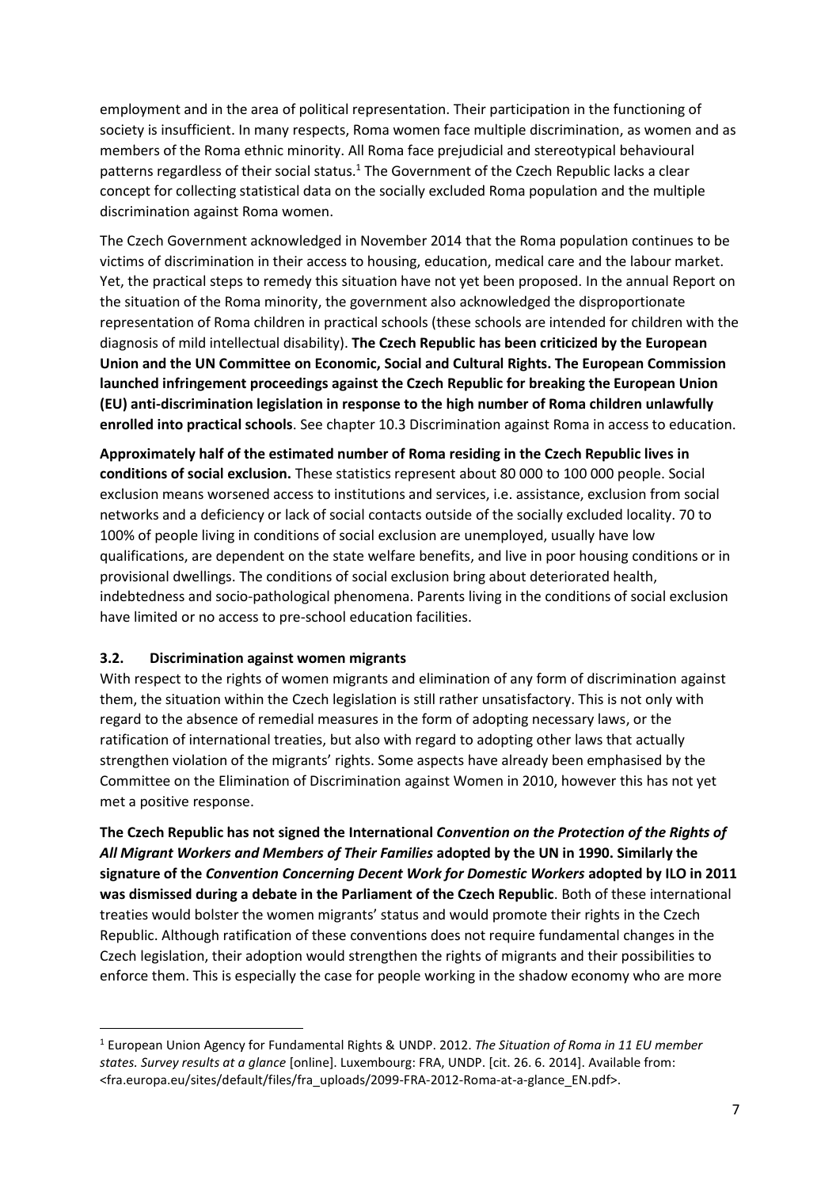employment and in the area of political representation. Their participation in the functioning of society is insufficient. In many respects, Roma women face multiple discrimination, as women and as members of the Roma ethnic minority. All Roma face prejudicial and stereotypical behavioural patterns regardless of their social status.[1] The Government of the Czech Republic lacks a clear concept for collecting statistical data on the socially excluded Roma population and the multiple discrimination against Roma women.

The Czech Government acknowledged in November 2014 that the Roma population continues to be victims of discrimination in their access to housing, education, medical care and the labour market. Yet, the practical steps to remedy this situation have not yet been proposed. In the annual Report on the situation of the Roma minority, the government also acknowledged the disproportionate representation of Roma children in practical schools (these schools are intended for children with the diagnosis of mild intellectual disability). **The Czech Republic has been criticized by the European Union and the UN Committee on Economic, Social and Cultural Rights. The European Commission launched infringement proceedings against the Czech Republic for breaking the European Union (EU) anti-discrimination legislation in response to the high number of Roma children unlawfully enrolled into practical schools**. See chapter 10.3 Discrimination against Roma in access to education.

**Approximately half of the estimated number of Roma residing in the Czech Republic lives in conditions of social exclusion.** These statistics represent about 80 000 to 100 000 people. Social exclusion means worsened access to institutions and services, i.e. assistance, exclusion from social networks and a deficiency or lack of social contacts outside of the socially excluded locality. 70 to 100% of people living in conditions of social exclusion are unemployed, usually have low qualifications, are dependent on the state welfare benefits, and live in poor housing conditions or in provisional dwellings. The conditions of social exclusion bring about deteriorated health, indebtedness and socio-pathological phenomena. Parents living in the conditions of social exclusion have limited or no access to pre-school education facilities.

### 3.2. Discrimination against women migrants

With respect to the rights of women migrants and elimination of any form of discrimination against them, the situation within the Czech legislation is still rather unsatisfactory. This is not only with regard to the absence of remedial measures in the form of adopting necessary laws, or the ratification of international treaties, but also with regard to adopting other laws that actually strengthen violation of the migrants' rights. Some aspects have already been emphasised by the Committee on the Elimination of Discrimination against Women in 2010, however this has not yet met a positive response.

**The Czech Republic has not signed the International *Convention on the Protection of the Rights of All Migrant Workers and Members of Their Families* adopted by the UN in 1990. Similarly the signature of the *Convention Concerning Decent Work for Domestic Workers* adopted by ILO in 2011 was dismissed during a debate in the Parliament of the Czech Republic**. Both of these international treaties would bolster the women migrants' status and would promote their rights in the Czech Republic. Although ratification of these conventions does not require fundamental changes in the Czech legislation, their adoption would strengthen the rights of migrants and their possibilities to enforce them. This is especially the case for people working in the shadow economy who are more

[1] European Union Agency for Fundamental Rights & UNDP. 2012. *The Situation of Roma in 11 EU member states. Survey results at a glance* [online]. Luxembourg: FRA, UNDP. [cit. 26. 6. 2014]. Available from: <fra.europa.eu/sites/default/files/fra_uploads/2099-FRA-2012-Roma-at-a-glance_EN.pdf>.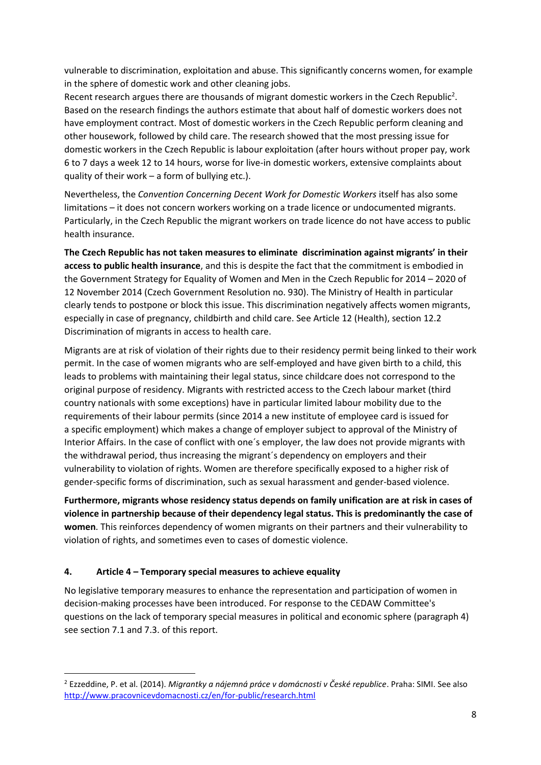vulnerable to discrimination, exploitation and abuse. This significantly concerns women, for example in the sphere of domestic work and other cleaning jobs.

Recent research argues there are thousands of migrant domestic workers in the Czech Republic[2]. Based on the research findings the authors estimate that about half of domestic workers does not have employment contract. Most of domestic workers in the Czech Republic perform cleaning and other housework, followed by child care. The research showed that the most pressing issue for domestic workers in the Czech Republic is labour exploitation (after hours without proper pay, work 6 to 7 days a week 12 to 14 hours, worse for live-in domestic workers, extensive complaints about quality of their work – a form of bullying etc.).

Nevertheless, the *Convention Concerning Decent Work for Domestic Workers* itself has also some limitations – it does not concern workers working on a trade licence or undocumented migrants. Particularly, in the Czech Republic the migrant workers on trade licence do not have access to public health insurance.

**The Czech Republic has not taken measures to eliminate discrimination against migrants' in their access to public health insurance**, and this is despite the fact that the commitment is embodied in the Government Strategy for Equality of Women and Men in the Czech Republic for 2014 – 2020 of 12 November 2014 (Czech Government Resolution no. 930). The Ministry of Health in particular clearly tends to postpone or block this issue. This discrimination negatively affects women migrants, especially in case of pregnancy, childbirth and child care. See Article 12 (Health), section 12.2 Discrimination of migrants in access to health care.

Migrants are at risk of violation of their rights due to their residency permit being linked to their work permit. In the case of women migrants who are self-employed and have given birth to a child, this leads to problems with maintaining their legal status, since childcare does not correspond to the original purpose of residency. Migrants with restricted access to the Czech labour market (third country nationals with some exceptions) have in particular limited labour mobility due to the requirements of their labour permits (since 2014 a new institute of employee card is issued for a specific employment) which makes a change of employer subject to approval of the Ministry of Interior Affairs. In the case of conflict with one´s employer, the law does not provide migrants with the withdrawal period, thus increasing the migrant´s dependency on employers and their vulnerability to violation of rights. Women are therefore specifically exposed to a higher risk of gender-specific forms of discrimination, such as sexual harassment and gender-based violence.

**Furthermore, migrants whose residency status depends on family unification are at risk in cases of violence in partnership because of their dependency legal status. This is predominantly the case of women**. This reinforces dependency of women migrants on their partners and their vulnerability to violation of rights, and sometimes even to cases of domestic violence.

## 4. Article 4 – Temporary special measures to achieve equality

No legislative temporary measures to enhance the representation and participation of women in decision-making processes have been introduced. For response to the CEDAW Committee's questions on the lack of temporary special measures in political and economic sphere (paragraph 4) see section 7.1 and 7.3. of this report.

---

[2] Ezzeddine, P. et al. (2014). *Migrantky a nájemná práce v domácnosti v České republice*. Praha: SIMI. See also http://www.pracovnicevdomacnosti.cz/en/for-public/research.html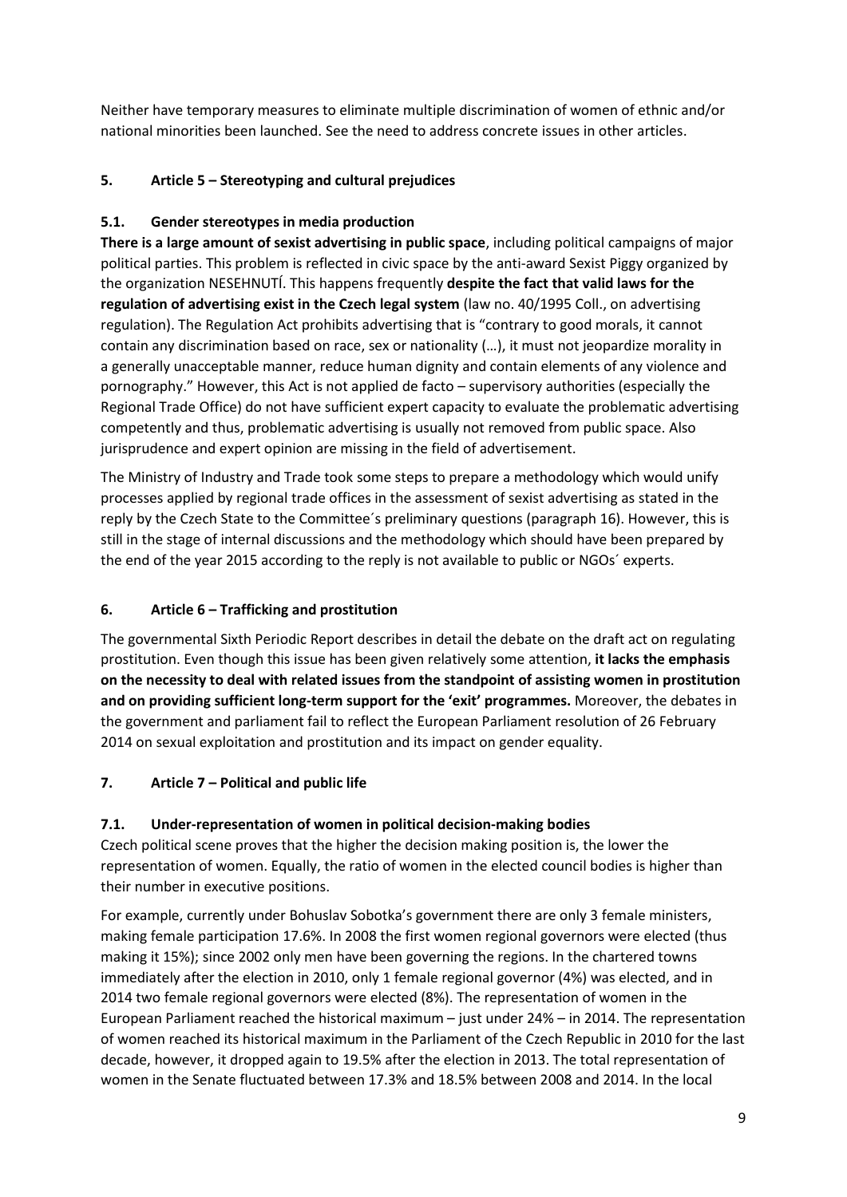Neither have temporary measures to eliminate multiple discrimination of women of ethnic and/or national minorities been launched. See the need to address concrete issues in other articles.

## 5. Article 5 – Stereotyping and cultural prejudices

### 5.1. Gender stereotypes in media production

**There is a large amount of sexist advertising in public space**, including political campaigns of major political parties. This problem is reflected in civic space by the anti-award Sexist Piggy organized by the organization NESEHNUTÍ. This happens frequently **despite the fact that valid laws for the regulation of advertising exist in the Czech legal system** (law no. 40/1995 Coll., on advertising regulation). The Regulation Act prohibits advertising that is "contrary to good morals, it cannot contain any discrimination based on race, sex or nationality (…), it must not jeopardize morality in a generally unacceptable manner, reduce human dignity and contain elements of any violence and pornography." However, this Act is not applied de facto – supervisory authorities (especially the Regional Trade Office) do not have sufficient expert capacity to evaluate the problematic advertising competently and thus, problematic advertising is usually not removed from public space. Also jurisprudence and expert opinion are missing in the field of advertisement.

The Ministry of Industry and Trade took some steps to prepare a methodology which would unify processes applied by regional trade offices in the assessment of sexist advertising as stated in the reply by the Czech State to the Committee´s preliminary questions (paragraph 16). However, this is still in the stage of internal discussions and the methodology which should have been prepared by the end of the year 2015 according to the reply is not available to public or NGOs´ experts.

## 6. Article 6 – Trafficking and prostitution

The governmental Sixth Periodic Report describes in detail the debate on the draft act on regulating prostitution. Even though this issue has been given relatively some attention, **it lacks the emphasis on the necessity to deal with related issues from the standpoint of assisting women in prostitution and on providing sufficient long-term support for the 'exit' programmes.** Moreover, the debates in the government and parliament fail to reflect the European Parliament resolution of 26 February 2014 on sexual exploitation and prostitution and its impact on gender equality.

## 7. Article 7 – Political and public life

### 7.1. Under-representation of women in political decision-making bodies

Czech political scene proves that the higher the decision making position is, the lower the representation of women. Equally, the ratio of women in the elected council bodies is higher than their number in executive positions.

For example, currently under Bohuslav Sobotka's government there are only 3 female ministers, making female participation 17.6%. In 2008 the first women regional governors were elected (thus making it 15%); since 2002 only men have been governing the regions. In the chartered towns immediately after the election in 2010, only 1 female regional governor (4%) was elected, and in 2014 two female regional governors were elected (8%). The representation of women in the European Parliament reached the historical maximum – just under 24% – in 2014. The representation of women reached its historical maximum in the Parliament of the Czech Republic in 2010 for the last decade, however, it dropped again to 19.5% after the election in 2013. The total representation of women in the Senate fluctuated between 17.3% and 18.5% between 2008 and 2014. In the local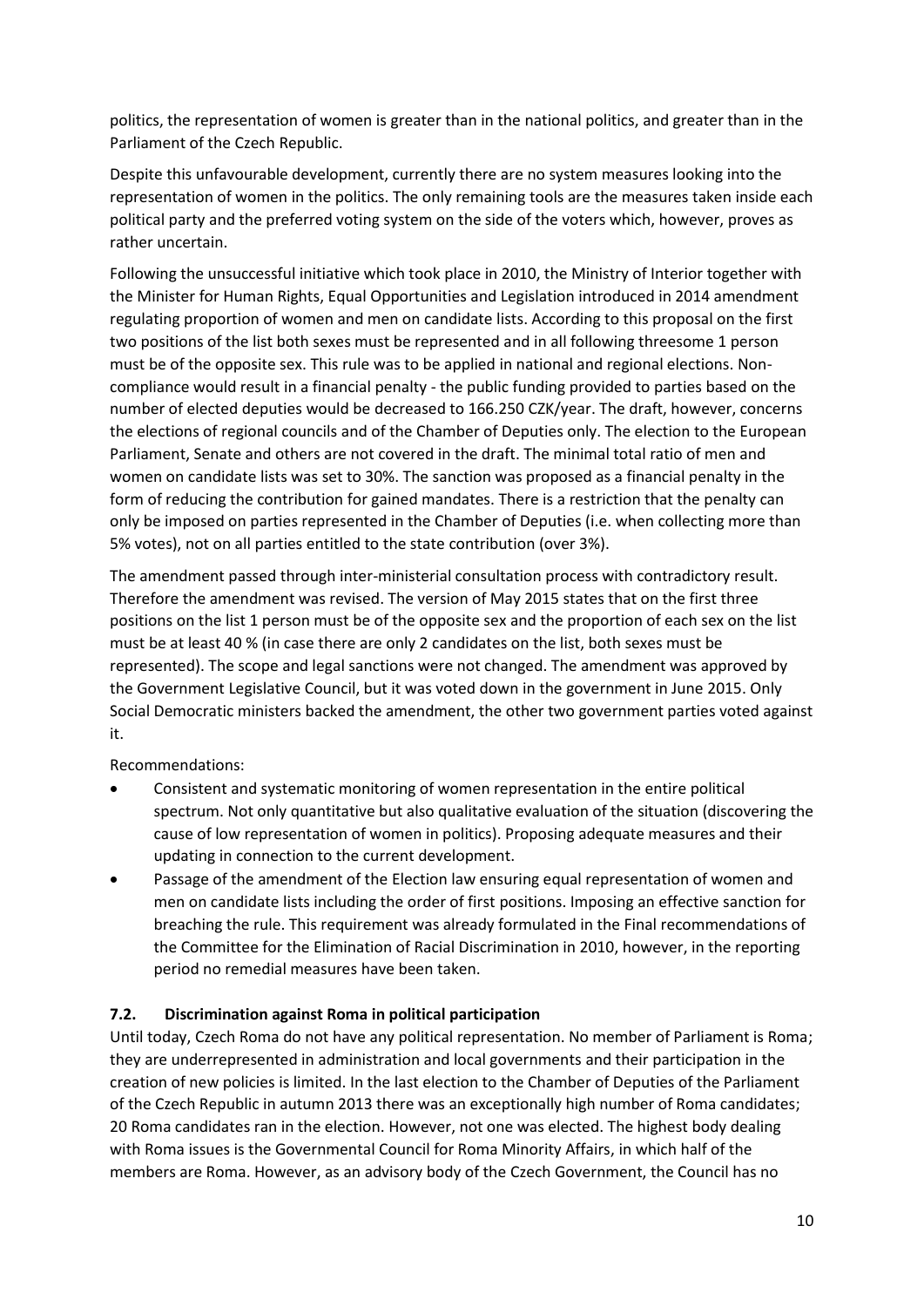politics, the representation of women is greater than in the national politics, and greater than in the Parliament of the Czech Republic.

Despite this unfavourable development, currently there are no system measures looking into the representation of women in the politics. The only remaining tools are the measures taken inside each political party and the preferred voting system on the side of the voters which, however, proves as rather uncertain.

Following the unsuccessful initiative which took place in 2010, the Ministry of Interior together with the Minister for Human Rights, Equal Opportunities and Legislation introduced in 2014 amendment regulating proportion of women and men on candidate lists. According to this proposal on the first two positions of the list both sexes must be represented and in all following threesome 1 person must be of the opposite sex. This rule was to be applied in national and regional elections. Non-compliance would result in a financial penalty - the public funding provided to parties based on the number of elected deputies would be decreased to 166.250 CZK/year. The draft, however, concerns the elections of regional councils and of the Chamber of Deputies only. The election to the European Parliament, Senate and others are not covered in the draft. The minimal total ratio of men and women on candidate lists was set to 30%. The sanction was proposed as a financial penalty in the form of reducing the contribution for gained mandates. There is a restriction that the penalty can only be imposed on parties represented in the Chamber of Deputies (i.e. when collecting more than 5% votes), not on all parties entitled to the state contribution (over 3%).

The amendment passed through inter-ministerial consultation process with contradictory result. Therefore the amendment was revised. The version of May 2015 states that on the first three positions on the list 1 person must be of the opposite sex and the proportion of each sex on the list must be at least 40 % (in case there are only 2 candidates on the list, both sexes must be represented). The scope and legal sanctions were not changed. The amendment was approved by the Government Legislative Council, but it was voted down in the government in June 2015. Only Social Democratic ministers backed the amendment, the other two government parties voted against it.

Recommendations:

- Consistent and systematic monitoring of women representation in the entire political spectrum. Not only quantitative but also qualitative evaluation of the situation (discovering the cause of low representation of women in politics). Proposing adequate measures and their updating in connection to the current development.
- Passage of the amendment of the Election law ensuring equal representation of women and men on candidate lists including the order of first positions. Imposing an effective sanction for breaching the rule. This requirement was already formulated in the Final recommendations of the Committee for the Elimination of Racial Discrimination in 2010, however, in the reporting period no remedial measures have been taken.

### 7.2. Discrimination against Roma in political participation

Until today, Czech Roma do not have any political representation. No member of Parliament is Roma; they are underrepresented in administration and local governments and their participation in the creation of new policies is limited. In the last election to the Chamber of Deputies of the Parliament of the Czech Republic in autumn 2013 there was an exceptionally high number of Roma candidates; 20 Roma candidates ran in the election. However, not one was elected. The highest body dealing with Roma issues is the Governmental Council for Roma Minority Affairs, in which half of the members are Roma. However, as an advisory body of the Czech Government, the Council has no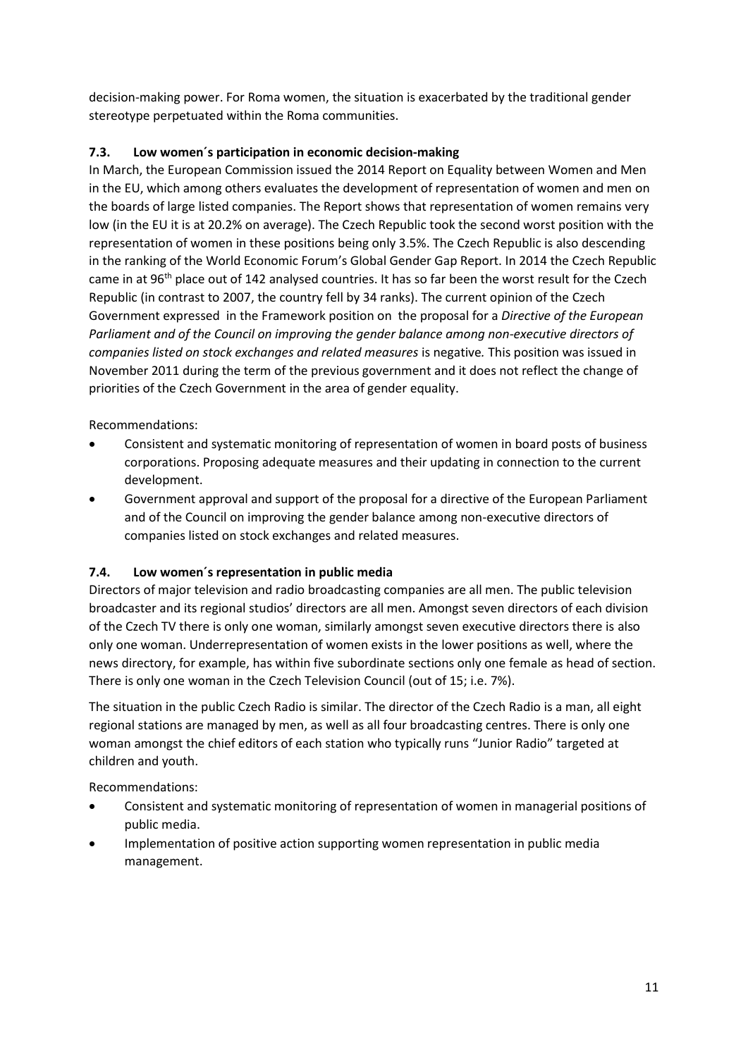decision-making power. For Roma women, the situation is exacerbated by the traditional gender stereotype perpetuated within the Roma communities.

### 7.3. Low women´s participation in economic decision-making

In March, the European Commission issued the 2014 Report on Equality between Women and Men in the EU, which among others evaluates the development of representation of women and men on the boards of large listed companies. The Report shows that representation of women remains very low (in the EU it is at 20.2% on average). The Czech Republic took the second worst position with the representation of women in these positions being only 3.5%. The Czech Republic is also descending in the ranking of the World Economic Forum's Global Gender Gap Report. In 2014 the Czech Republic came in at 96th place out of 142 analysed countries. It has so far been the worst result for the Czech Republic (in contrast to 2007, the country fell by 34 ranks). The current opinion of the Czech Government expressed in the Framework position on the proposal for a *Directive of the European Parliament and of the Council on improving the gender balance among non-executive directors of companies listed on stock exchanges and related measures* is negative. This position was issued in November 2011 during the term of the previous government and it does not reflect the change of priorities of the Czech Government in the area of gender equality.

Recommendations:

- Consistent and systematic monitoring of representation of women in board posts of business corporations. Proposing adequate measures and their updating in connection to the current development.
- Government approval and support of the proposal for a directive of the European Parliament and of the Council on improving the gender balance among non-executive directors of companies listed on stock exchanges and related measures.

### 7.4. Low women´s representation in public media

Directors of major television and radio broadcasting companies are all men. The public television broadcaster and its regional studios' directors are all men. Amongst seven directors of each division of the Czech TV there is only one woman, similarly amongst seven executive directors there is also only one woman. Underrepresentation of women exists in the lower positions as well, where the news directory, for example, has within five subordinate sections only one female as head of section. There is only one woman in the Czech Television Council (out of 15; i.e. 7%).

The situation in the public Czech Radio is similar. The director of the Czech Radio is a man, all eight regional stations are managed by men, as well as all four broadcasting centres. There is only one woman amongst the chief editors of each station who typically runs "Junior Radio" targeted at children and youth.

Recommendations:

- Consistent and systematic monitoring of representation of women in managerial positions of public media.
- Implementation of positive action supporting women representation in public media management.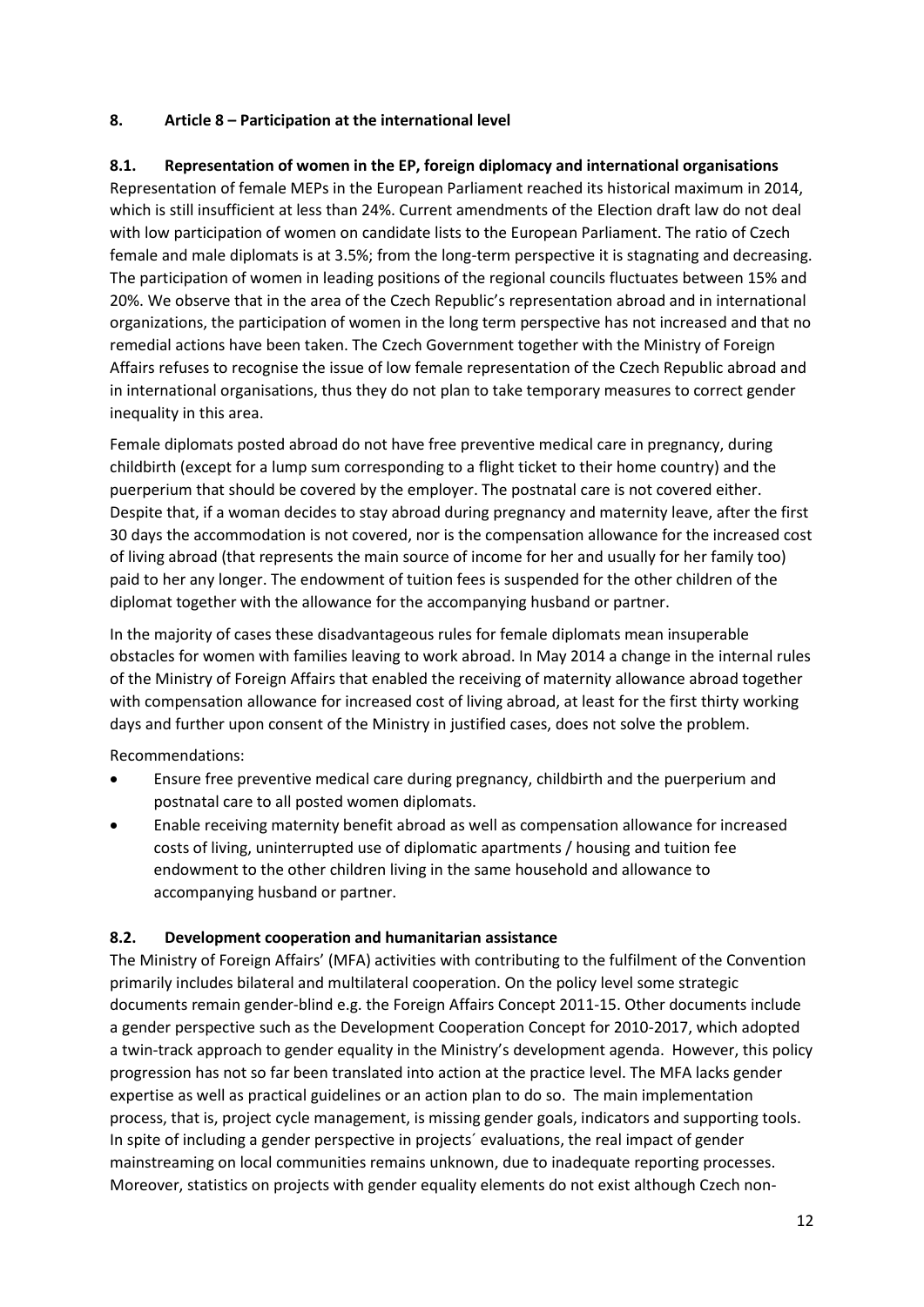## 8. Article 8 – Participation at the international level

### 8.1. Representation of women in the EP, foreign diplomacy and international organisations

Representation of female MEPs in the European Parliament reached its historical maximum in 2014, which is still insufficient at less than 24%. Current amendments of the Election draft law do not deal with low participation of women on candidate lists to the European Parliament. The ratio of Czech female and male diplomats is at 3.5%; from the long-term perspective it is stagnating and decreasing. The participation of women in leading positions of the regional councils fluctuates between 15% and 20%. We observe that in the area of the Czech Republic's representation abroad and in international organizations, the participation of women in the long term perspective has not increased and that no remedial actions have been taken. The Czech Government together with the Ministry of Foreign Affairs refuses to recognise the issue of low female representation of the Czech Republic abroad and in international organisations, thus they do not plan to take temporary measures to correct gender inequality in this area.

Female diplomats posted abroad do not have free preventive medical care in pregnancy, during childbirth (except for a lump sum corresponding to a flight ticket to their home country) and the puerperium that should be covered by the employer. The postnatal care is not covered either. Despite that, if a woman decides to stay abroad during pregnancy and maternity leave, after the first 30 days the accommodation is not covered, nor is the compensation allowance for the increased cost of living abroad (that represents the main source of income for her and usually for her family too) paid to her any longer. The endowment of tuition fees is suspended for the other children of the diplomat together with the allowance for the accompanying husband or partner.

In the majority of cases these disadvantageous rules for female diplomats mean insuperable obstacles for women with families leaving to work abroad. In May 2014 a change in the internal rules of the Ministry of Foreign Affairs that enabled the receiving of maternity allowance abroad together with compensation allowance for increased cost of living abroad, at least for the first thirty working days and further upon consent of the Ministry in justified cases, does not solve the problem.

Recommendations:

- Ensure free preventive medical care during pregnancy, childbirth and the puerperium and postnatal care to all posted women diplomats.
- Enable receiving maternity benefit abroad as well as compensation allowance for increased costs of living, uninterrupted use of diplomatic apartments / housing and tuition fee endowment to the other children living in the same household and allowance to accompanying husband or partner.

### 8.2. Development cooperation and humanitarian assistance

The Ministry of Foreign Affairs' (MFA) activities with contributing to the fulfilment of the Convention primarily includes bilateral and multilateral cooperation. On the policy level some strategic documents remain gender-blind e.g. the Foreign Affairs Concept 2011-15. Other documents include a gender perspective such as the Development Cooperation Concept for 2010-2017, which adopted a twin-track approach to gender equality in the Ministry's development agenda. However, this policy progression has not so far been translated into action at the practice level. The MFA lacks gender expertise as well as practical guidelines or an action plan to do so. The main implementation process, that is, project cycle management, is missing gender goals, indicators and supporting tools. In spite of including a gender perspective in projects´ evaluations, the real impact of gender mainstreaming on local communities remains unknown, due to inadequate reporting processes. Moreover, statistics on projects with gender equality elements do not exist although Czech non-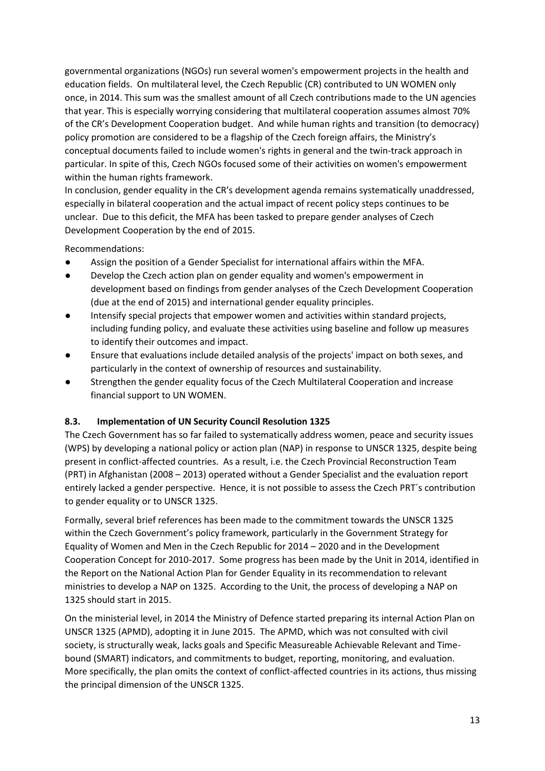governmental organizations (NGOs) run several women's empowerment projects in the health and education fields. On multilateral level, the Czech Republic (CR) contributed to UN WOMEN only once, in 2014. This sum was the smallest amount of all Czech contributions made to the UN agencies that year. This is especially worrying considering that multilateral cooperation assumes almost 70% of the CR's Development Cooperation budget. And while human rights and transition (to democracy) policy promotion are considered to be a flagship of the Czech foreign affairs, the Ministry's conceptual documents failed to include women's rights in general and the twin-track approach in particular. In spite of this, Czech NGOs focused some of their activities on women's empowerment within the human rights framework.

In conclusion, gender equality in the CR's development agenda remains systematically unaddressed, especially in bilateral cooperation and the actual impact of recent policy steps continues to be unclear. Due to this deficit, the MFA has been tasked to prepare gender analyses of Czech Development Cooperation by the end of 2015.

Recommendations:

- Assign the position of a Gender Specialist for international affairs within the MFA.
- Develop the Czech action plan on gender equality and women's empowerment in development based on findings from gender analyses of the Czech Development Cooperation (due at the end of 2015) and international gender equality principles.
- Intensify special projects that empower women and activities within standard projects, including funding policy, and evaluate these activities using baseline and follow up measures to identify their outcomes and impact.
- Ensure that evaluations include detailed analysis of the projects' impact on both sexes, and particularly in the context of ownership of resources and sustainability.
- Strengthen the gender equality focus of the Czech Multilateral Cooperation and increase financial support to UN WOMEN.

### 8.3. Implementation of UN Security Council Resolution 1325

The Czech Government has so far failed to systematically address women, peace and security issues (WPS) by developing a national policy or action plan (NAP) in response to UNSCR 1325, despite being present in conflict-affected countries. As a result, i.e. the Czech Provincial Reconstruction Team (PRT) in Afghanistan (2008 – 2013) operated without a Gender Specialist and the evaluation report entirely lacked a gender perspective. Hence, it is not possible to assess the Czech PRT´s contribution to gender equality or to UNSCR 1325.

Formally, several brief references has been made to the commitment towards the UNSCR 1325 within the Czech Government's policy framework, particularly in the Government Strategy for Equality of Women and Men in the Czech Republic for 2014 – 2020 and in the Development Cooperation Concept for 2010-2017. Some progress has been made by the Unit in 2014, identified in the Report on the National Action Plan for Gender Equality in its recommendation to relevant ministries to develop a NAP on 1325. According to the Unit, the process of developing a NAP on 1325 should start in 2015.

On the ministerial level, in 2014 the Ministry of Defence started preparing its internal Action Plan on UNSCR 1325 (APMD), adopting it in June 2015. The APMD, which was not consulted with civil society, is structurally weak, lacks goals and Specific Measureable Achievable Relevant and Time-bound (SMART) indicators, and commitments to budget, reporting, monitoring, and evaluation. More specifically, the plan omits the context of conflict-affected countries in its actions, thus missing the principal dimension of the UNSCR 1325.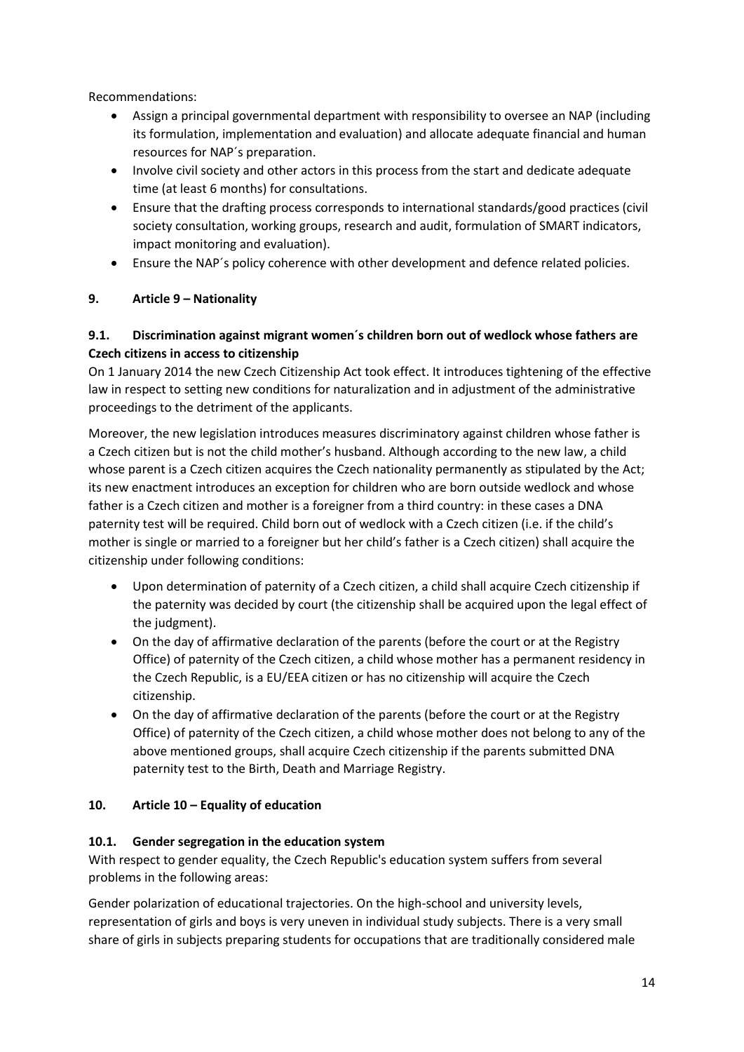Recommendations:

- Assign a principal governmental department with responsibility to oversee an NAP (including its formulation, implementation and evaluation) and allocate adequate financial and human resources for NAP´s preparation.
- Involve civil society and other actors in this process from the start and dedicate adequate time (at least 6 months) for consultations.
- Ensure that the drafting process corresponds to international standards/good practices (civil society consultation, working groups, research and audit, formulation of SMART indicators, impact monitoring and evaluation).
- Ensure the NAP´s policy coherence with other development and defence related policies.

## 9. Article 9 – Nationality

### 9.1. Discrimination against migrant women´s children born out of wedlock whose fathers are Czech citizens in access to citizenship

On 1 January 2014 the new Czech Citizenship Act took effect. It introduces tightening of the effective law in respect to setting new conditions for naturalization and in adjustment of the administrative proceedings to the detriment of the applicants.

Moreover, the new legislation introduces measures discriminatory against children whose father is a Czech citizen but is not the child mother's husband. Although according to the new law, a child whose parent is a Czech citizen acquires the Czech nationality permanently as stipulated by the Act; its new enactment introduces an exception for children who are born outside wedlock and whose father is a Czech citizen and mother is a foreigner from a third country: in these cases a DNA paternity test will be required. Child born out of wedlock with a Czech citizen (i.e. if the child's mother is single or married to a foreigner but her child's father is a Czech citizen) shall acquire the citizenship under following conditions:

- Upon determination of paternity of a Czech citizen, a child shall acquire Czech citizenship if the paternity was decided by court (the citizenship shall be acquired upon the legal effect of the judgment).
- On the day of affirmative declaration of the parents (before the court or at the Registry Office) of paternity of the Czech citizen, a child whose mother has a permanent residency in the Czech Republic, is a EU/EEA citizen or has no citizenship will acquire the Czech citizenship.
- On the day of affirmative declaration of the parents (before the court or at the Registry Office) of paternity of the Czech citizen, a child whose mother does not belong to any of the above mentioned groups, shall acquire Czech citizenship if the parents submitted DNA paternity test to the Birth, Death and Marriage Registry.

## 10. Article 10 – Equality of education

### 10.1. Gender segregation in the education system

With respect to gender equality, the Czech Republic's education system suffers from several problems in the following areas:

Gender polarization of educational trajectories. On the high-school and university levels, representation of girls and boys is very uneven in individual study subjects. There is a very small share of girls in subjects preparing students for occupations that are traditionally considered male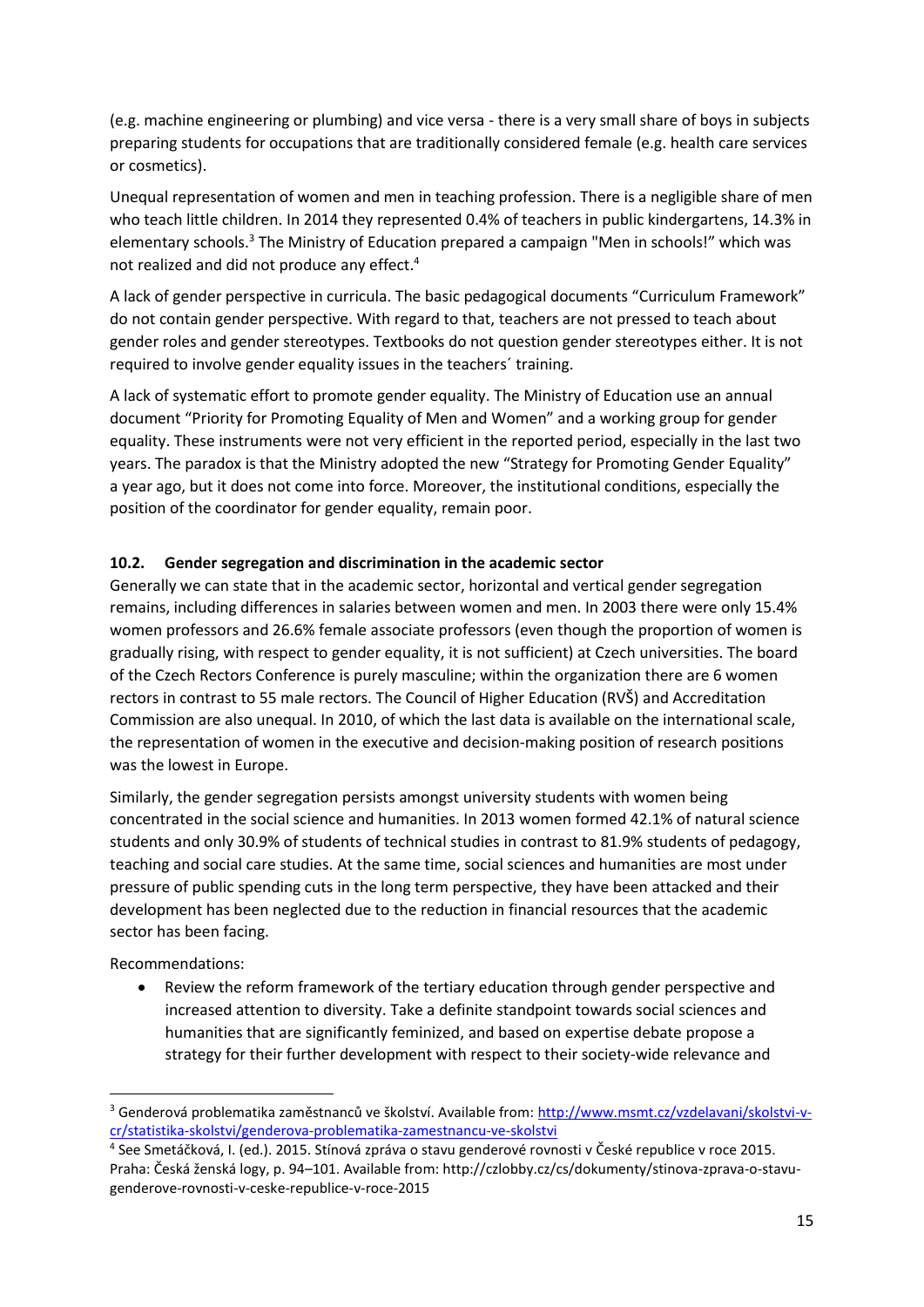(e.g. machine engineering or plumbing) and vice versa - there is a very small share of boys in subjects preparing students for occupations that are traditionally considered female (e.g. health care services or cosmetics).

Unequal representation of women and men in teaching profession. There is a negligible share of men who teach little children. In 2014 they represented 0.4% of teachers in public kindergartens, 14.3% in elementary schools.[3] The Ministry of Education prepared a campaign "Men in schools!" which was not realized and did not produce any effect.[4]

A lack of gender perspective in curricula. The basic pedagogical documents "Curriculum Framework" do not contain gender perspective. With regard to that, teachers are not pressed to teach about gender roles and gender stereotypes. Textbooks do not question gender stereotypes either. It is not required to involve gender equality issues in the teachers´ training.

A lack of systematic effort to promote gender equality. The Ministry of Education use an annual document "Priority for Promoting Equality of Men and Women" and a working group for gender equality. These instruments were not very efficient in the reported period, especially in the last two years. The paradox is that the Ministry adopted the new "Strategy for Promoting Gender Equality" a year ago, but it does not come into force. Moreover, the institutional conditions, especially the position of the coordinator for gender equality, remain poor.

### 10.2. Gender segregation and discrimination in the academic sector

Generally we can state that in the academic sector, horizontal and vertical gender segregation remains, including differences in salaries between women and men. In 2003 there were only 15.4% women professors and 26.6% female associate professors (even though the proportion of women is gradually rising, with respect to gender equality, it is not sufficient) at Czech universities. The board of the Czech Rectors Conference is purely masculine; within the organization there are 6 women rectors in contrast to 55 male rectors. The Council of Higher Education (RVŠ) and Accreditation Commission are also unequal. In 2010, of which the last data is available on the international scale, the representation of women in the executive and decision-making position of research positions was the lowest in Europe.

Similarly, the gender segregation persists amongst university students with women being concentrated in the social science and humanities. In 2013 women formed 42.1% of natural science students and only 30.9% of students of technical studies in contrast to 81.9% students of pedagogy, teaching and social care studies. At the same time, social sciences and humanities are most under pressure of public spending cuts in the long term perspective, they have been attacked and their development has been neglected due to the reduction in financial resources that the academic sector has been facing.

Recommendations:

- Review the reform framework of the tertiary education through gender perspective and increased attention to diversity. Take a definite standpoint towards social sciences and humanities that are significantly feminized, and based on expertise debate propose a strategy for their further development with respect to their society-wide relevance and

---

[3] Genderová problematika zaměstnanců ve školství. Available from: http://www.msmt.cz/vzdelavani/skolstvi-v-cr/statistika-skolstvi/genderova-problematika-zamestnancu-ve-skolstvi

[4] See Smetáčková, I. (ed.). 2015. Stínová zpráva o stavu genderové rovnosti v České republice v roce 2015. Praha: Česká ženská logy, p. 94–101. Available from: http://czlobby.cz/cs/dokumenty/stinova-zprava-o-stavu-genderove-rovnosti-v-ceske-republice-v-roce-2015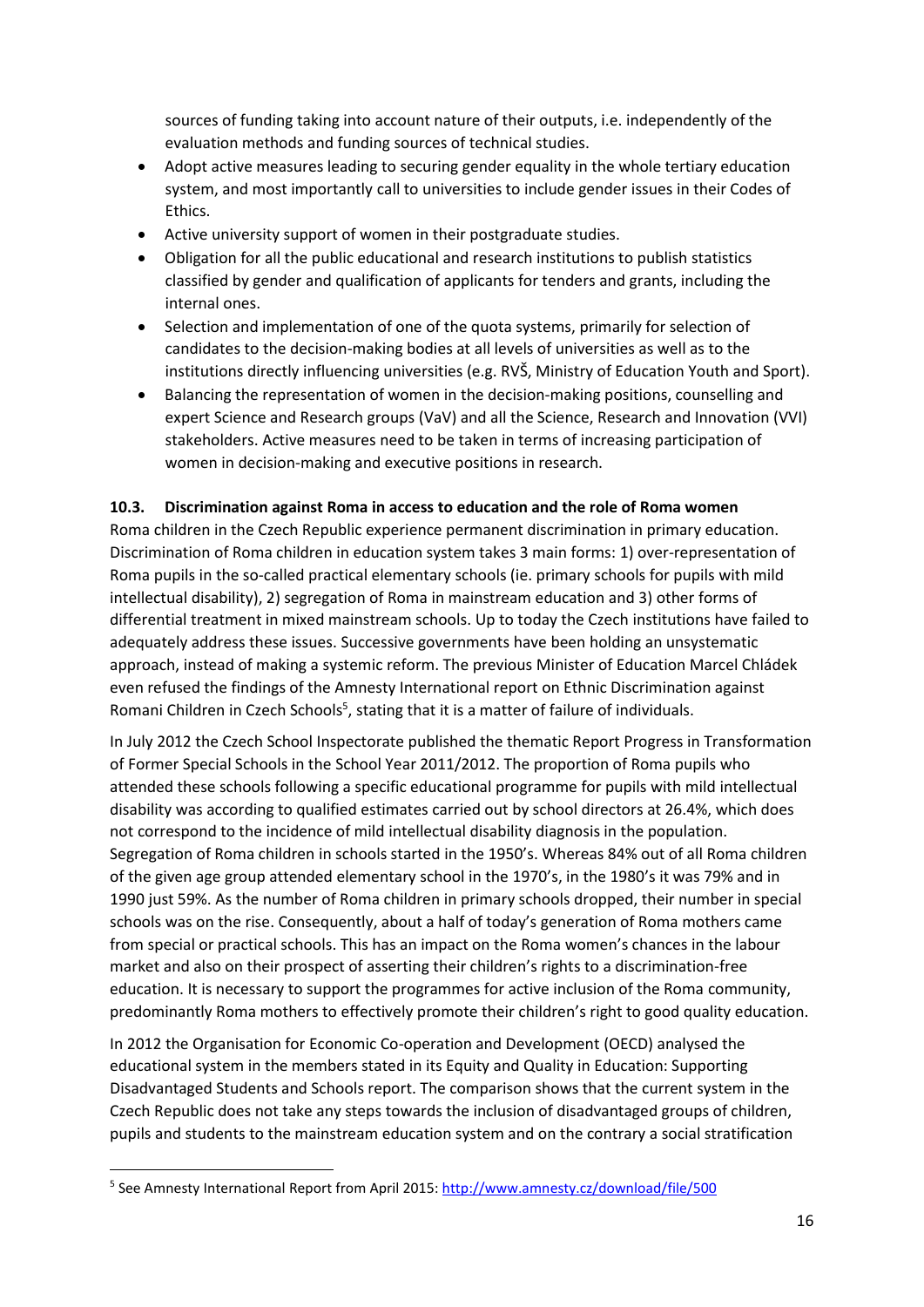sources of funding taking into account nature of their outputs, i.e. independently of the evaluation methods and funding sources of technical studies.

- Adopt active measures leading to securing gender equality in the whole tertiary education system, and most importantly call to universities to include gender issues in their Codes of Ethics.
- Active university support of women in their postgraduate studies.
- Obligation for all the public educational and research institutions to publish statistics classified by gender and qualification of applicants for tenders and grants, including the internal ones.
- Selection and implementation of one of the quota systems, primarily for selection of candidates to the decision-making bodies at all levels of universities as well as to the institutions directly influencing universities (e.g. RVŠ, Ministry of Education Youth and Sport).
- Balancing the representation of women in the decision-making positions, counselling and expert Science and Research groups (VaV) and all the Science, Research and Innovation (VVI) stakeholders. Active measures need to be taken in terms of increasing participation of women in decision-making and executive positions in research.

### 10.3. Discrimination against Roma in access to education and the role of Roma women

Roma children in the Czech Republic experience permanent discrimination in primary education. Discrimination of Roma children in education system takes 3 main forms: 1) over-representation of Roma pupils in the so-called practical elementary schools (ie. primary schools for pupils with mild intellectual disability), 2) segregation of Roma in mainstream education and 3) other forms of differential treatment in mixed mainstream schools. Up to today the Czech institutions have failed to adequately address these issues. Successive governments have been holding an unsystematic approach, instead of making a systemic reform. The previous Minister of Education Marcel Chládek even refused the findings of the Amnesty International report on Ethnic Discrimination against Romani Children in Czech Schools[5], stating that it is a matter of failure of individuals.

In July 2012 the Czech School Inspectorate published the thematic Report Progress in Transformation of Former Special Schools in the School Year 2011/2012. The proportion of Roma pupils who attended these schools following a specific educational programme for pupils with mild intellectual disability was according to qualified estimates carried out by school directors at 26.4%, which does not correspond to the incidence of mild intellectual disability diagnosis in the population. Segregation of Roma children in schools started in the 1950's. Whereas 84% out of all Roma children of the given age group attended elementary school in the 1970's, in the 1980's it was 79% and in 1990 just 59%. As the number of Roma children in primary schools dropped, their number in special schools was on the rise. Consequently, about a half of today's generation of Roma mothers came from special or practical schools. This has an impact on the Roma women's chances in the labour market and also on their prospect of asserting their children's rights to a discrimination-free education. It is necessary to support the programmes for active inclusion of the Roma community, predominantly Roma mothers to effectively promote their children's right to good quality education.

In 2012 the Organisation for Economic Co-operation and Development (OECD) analysed the educational system in the members stated in its Equity and Quality in Education: Supporting Disadvantaged Students and Schools report. The comparison shows that the current system in the Czech Republic does not take any steps towards the inclusion of disadvantaged groups of children, pupils and students to the mainstream education system and on the contrary a social stratification

[5] See Amnesty International Report from April 2015: http://www.amnesty.cz/download/file/500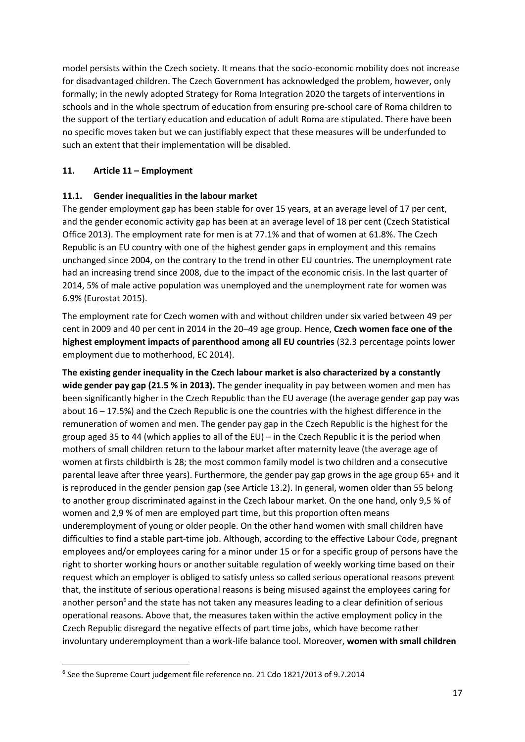model persists within the Czech society. It means that the socio-economic mobility does not increase for disadvantaged children. The Czech Government has acknowledged the problem, however, only formally; in the newly adopted Strategy for Roma Integration 2020 the targets of interventions in schools and in the whole spectrum of education from ensuring pre-school care of Roma children to the support of the tertiary education and education of adult Roma are stipulated. There have been no specific moves taken but we can justifiably expect that these measures will be underfunded to such an extent that their implementation will be disabled.

## 11. Article 11 – Employment

### 11.1. Gender inequalities in the labour market

The gender employment gap has been stable for over 15 years, at an average level of 17 per cent, and the gender economic activity gap has been at an average level of 18 per cent (Czech Statistical Office 2013). The employment rate for men is at 77.1% and that of women at 61.8%. The Czech Republic is an EU country with one of the highest gender gaps in employment and this remains unchanged since 2004, on the contrary to the trend in other EU countries. The unemployment rate had an increasing trend since 2008, due to the impact of the economic crisis. In the last quarter of 2014, 5% of male active population was unemployed and the unemployment rate for women was 6.9% (Eurostat 2015).

The employment rate for Czech women with and without children under six varied between 49 per cent in 2009 and 40 per cent in 2014 in the 20–49 age group. Hence, **Czech women face one of the highest employment impacts of parenthood among all EU countries** (32.3 percentage points lower employment due to motherhood, EC 2014).

**The existing gender inequality in the Czech labour market is also characterized by a constantly wide gender pay gap (21.5 % in 2013).** The gender inequality in pay between women and men has been significantly higher in the Czech Republic than the EU average (the average gender gap pay was about 16 – 17.5%) and the Czech Republic is one the countries with the highest difference in the remuneration of women and men. The gender pay gap in the Czech Republic is the highest for the group aged 35 to 44 (which applies to all of the EU) – in the Czech Republic it is the period when mothers of small children return to the labour market after maternity leave (the average age of women at firsts childbirth is 28; the most common family model is two children and a consecutive parental leave after three years). Furthermore, the gender pay gap grows in the age group 65+ and it is reproduced in the gender pension gap (see Article 13.2). In general, women older than 55 belong to another group discriminated against in the Czech labour market. On the one hand, only 9,5 % of women and 2,9 % of men are employed part time, but this proportion often means underemployment of young or older people. On the other hand women with small children have difficulties to find a stable part-time job. Although, according to the effective Labour Code, pregnant employees and/or employees caring for a minor under 15 or for a specific group of persons have the right to shorter working hours or another suitable regulation of weekly working time based on their request which an employer is obliged to satisfy unless so called serious operational reasons prevent that, the institute of serious operational reasons is being misused against the employees caring for another person[6] and the state has not taken any measures leading to a clear definition of serious operational reasons. Above that, the measures taken within the active employment policy in the Czech Republic disregard the negative effects of part time jobs, which have become rather involuntary underemployment than a work-life balance tool. Moreover, **women with small children**

---

[6] See the Supreme Court judgement file reference no. 21 Cdo 1821/2013 of 9.7.2014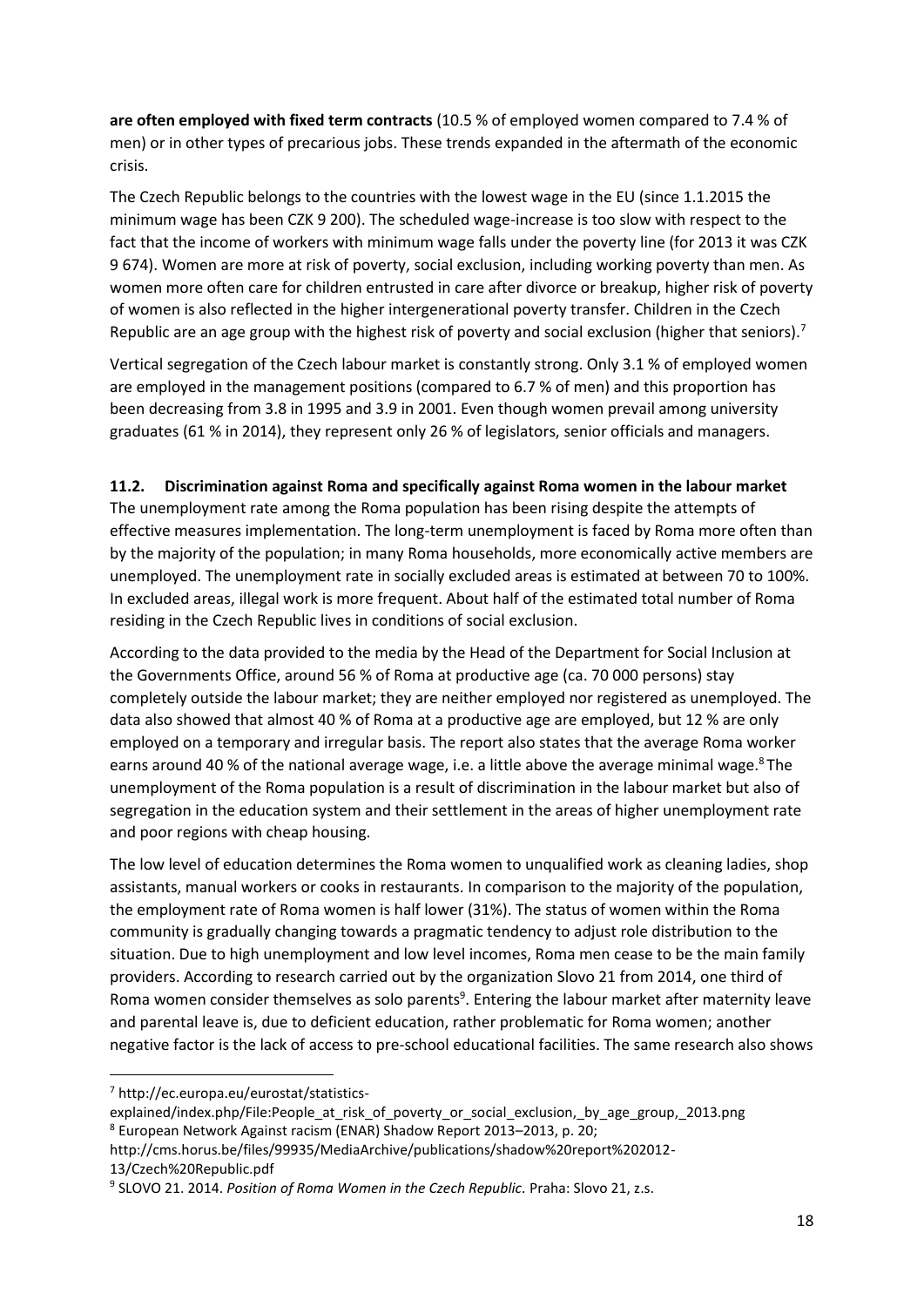**are often employed with fixed term contracts** (10.5 % of employed women compared to 7.4 % of men) or in other types of precarious jobs. These trends expanded in the aftermath of the economic crisis.

The Czech Republic belongs to the countries with the lowest wage in the EU (since 1.1.2015 the minimum wage has been CZK 9 200). The scheduled wage-increase is too slow with respect to the fact that the income of workers with minimum wage falls under the poverty line (for 2013 it was CZK 9 674). Women are more at risk of poverty, social exclusion, including working poverty than men. As women more often care for children entrusted in care after divorce or breakup, higher risk of poverty of women is also reflected in the higher intergenerational poverty transfer. Children in the Czech Republic are an age group with the highest risk of poverty and social exclusion (higher that seniors).[7]

Vertical segregation of the Czech labour market is constantly strong. Only 3.1 % of employed women are employed in the management positions (compared to 6.7 % of men) and this proportion has been decreasing from 3.8 in 1995 and 3.9 in 2001. Even though women prevail among university graduates (61 % in 2014), they represent only 26 % of legislators, senior officials and managers.

### 11.2. Discrimination against Roma and specifically against Roma women in the labour market

The unemployment rate among the Roma population has been rising despite the attempts of effective measures implementation. The long-term unemployment is faced by Roma more often than by the majority of the population; in many Roma households, more economically active members are unemployed. The unemployment rate in socially excluded areas is estimated at between 70 to 100%. In excluded areas, illegal work is more frequent. About half of the estimated total number of Roma residing in the Czech Republic lives in conditions of social exclusion.

According to the data provided to the media by the Head of the Department for Social Inclusion at the Governments Office, around 56 % of Roma at productive age (ca. 70 000 persons) stay completely outside the labour market; they are neither employed nor registered as unemployed. The data also showed that almost 40 % of Roma at a productive age are employed, but 12 % are only employed on a temporary and irregular basis. The report also states that the average Roma worker earns around 40 % of the national average wage, i.e. a little above the average minimal wage.[8] The unemployment of the Roma population is a result of discrimination in the labour market but also of segregation in the education system and their settlement in the areas of higher unemployment rate and poor regions with cheap housing.

The low level of education determines the Roma women to unqualified work as cleaning ladies, shop assistants, manual workers or cooks in restaurants. In comparison to the majority of the population, the employment rate of Roma women is half lower (31%). The status of women within the Roma community is gradually changing towards a pragmatic tendency to adjust role distribution to the situation. Due to high unemployment and low level incomes, Roma men cease to be the main family providers. According to research carried out by the organization Slovo 21 from 2014, one third of Roma women consider themselves as solo parents[9]. Entering the labour market after maternity leave and parental leave is, due to deficient education, rather problematic for Roma women; another negative factor is the lack of access to pre-school educational facilities. The same research also shows

---

[7] http://ec.europa.eu/eurostat/statistics-explained/index.php/File:People_at_risk_of_poverty_or_social_exclusion,_by_age_group,_2013.png

[8] European Network Against racism (ENAR) Shadow Report 2013–2013, p. 20; http://cms.horus.be/files/99935/MediaArchive/publications/shadow%20report%202012-13/Czech%20Republic.pdf

[9] SLOVO 21. 2014. *Position of Roma Women in the Czech Republic*. Praha: Slovo 21, z.s.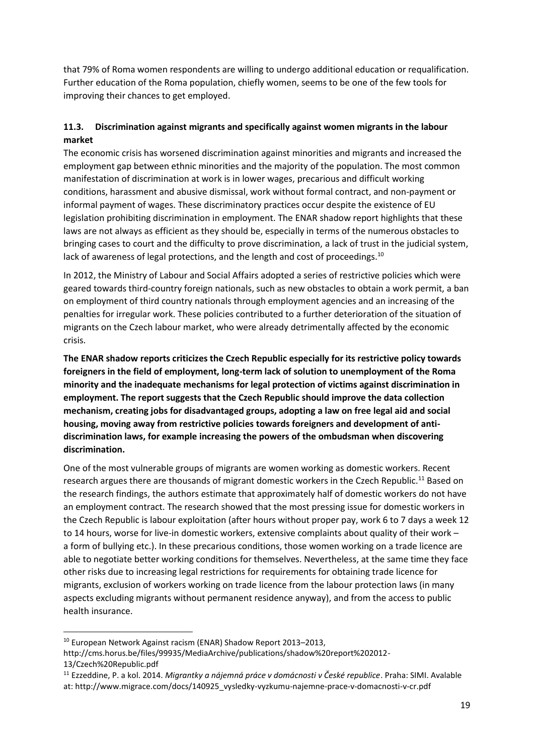that 79% of Roma women respondents are willing to undergo additional education or requalification. Further education of the Roma population, chiefly women, seems to be one of the few tools for improving their chances to get employed.

### 11.3. Discrimination against migrants and specifically against women migrants in the labour market

The economic crisis has worsened discrimination against minorities and migrants and increased the employment gap between ethnic minorities and the majority of the population. The most common manifestation of discrimination at work is in lower wages, precarious and difficult working conditions, harassment and abusive dismissal, work without formal contract, and non-payment or informal payment of wages. These discriminatory practices occur despite the existence of EU legislation prohibiting discrimination in employment. The ENAR shadow report highlights that these laws are not always as efficient as they should be, especially in terms of the numerous obstacles to bringing cases to court and the difficulty to prove discrimination, a lack of trust in the judicial system, lack of awareness of legal protections, and the length and cost of proceedings.[10]

In 2012, the Ministry of Labour and Social Affairs adopted a series of restrictive policies which were geared towards third-country foreign nationals, such as new obstacles to obtain a work permit, a ban on employment of third country nationals through employment agencies and an increasing of the penalties for irregular work. These policies contributed to a further deterioration of the situation of migrants on the Czech labour market, who were already detrimentally affected by the economic crisis.

**The ENAR shadow reports criticizes the Czech Republic especially for its restrictive policy towards foreigners in the field of employment, long-term lack of solution to unemployment of the Roma minority and the inadequate mechanisms for legal protection of victims against discrimination in employment. The report suggests that the Czech Republic should improve the data collection mechanism, creating jobs for disadvantaged groups, adopting a law on free legal aid and social housing, moving away from restrictive policies towards foreigners and development of anti-discrimination laws, for example increasing the powers of the ombudsman when discovering discrimination.**

One of the most vulnerable groups of migrants are women working as domestic workers. Recent research argues there are thousands of migrant domestic workers in the Czech Republic.[11] Based on the research findings, the authors estimate that approximately half of domestic workers do not have an employment contract. The research showed that the most pressing issue for domestic workers in the Czech Republic is labour exploitation (after hours without proper pay, work 6 to 7 days a week 12 to 14 hours, worse for live-in domestic workers, extensive complaints about quality of their work – a form of bullying etc.). In these precarious conditions, those women working on a trade licence are able to negotiate better working conditions for themselves. Nevertheless, at the same time they face other risks due to increasing legal restrictions for requirements for obtaining trade licence for migrants, exclusion of workers working on trade licence from the labour protection laws (in many aspects excluding migrants without permanent residence anyway), and from the access to public health insurance.

---

[10] European Network Against racism (ENAR) Shadow Report 2013–2013, http://cms.horus.be/files/99935/MediaArchive/publications/shadow%20report%202012-13/Czech%20Republic.pdf

[11] Ezzeddine, P. a kol. 2014. *Migrantky a nájemná práce v domácnosti v České republice*. Praha: SIMI. Avalable at: http://www.migrace.com/docs/140925_vysledky-vyzkumu-najemne-prace-v-domacnosti-v-cr.pdf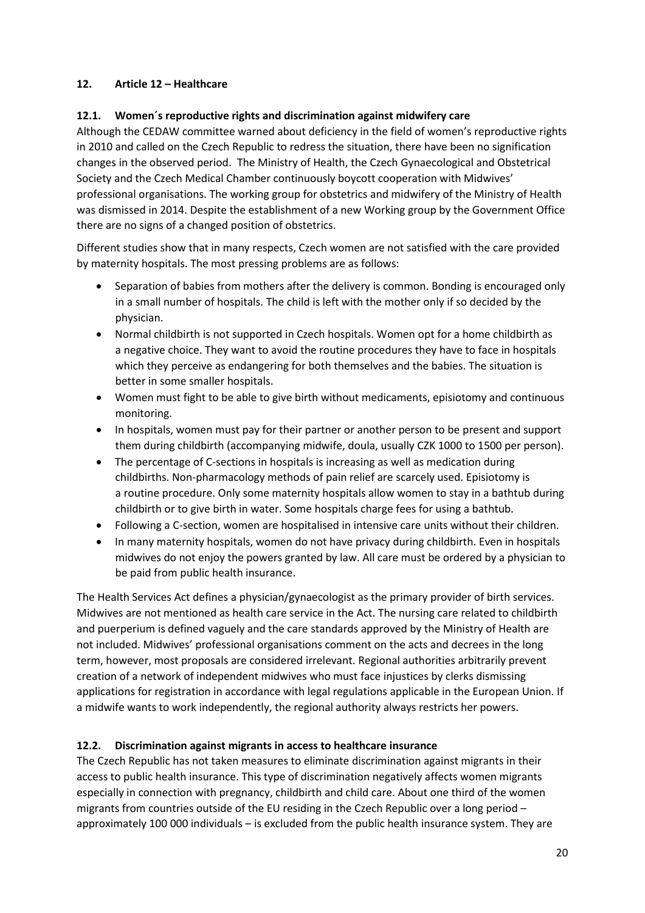## 12. Article 12 – Healthcare

### 12.1. Women´s reproductive rights and discrimination against midwifery care

Although the CEDAW committee warned about deficiency in the field of women's reproductive rights in 2010 and called on the Czech Republic to redress the situation, there have been no signification changes in the observed period. The Ministry of Health, the Czech Gynaecological and Obstetrical Society and the Czech Medical Chamber continuously boycott cooperation with Midwives' professional organisations. The working group for obstetrics and midwifery of the Ministry of Health was dismissed in 2014. Despite the establishment of a new Working group by the Government Office there are no signs of a changed position of obstetrics.

Different studies show that in many respects, Czech women are not satisfied with the care provided by maternity hospitals. The most pressing problems are as follows:

- Separation of babies from mothers after the delivery is common. Bonding is encouraged only in a small number of hospitals. The child is left with the mother only if so decided by the physician.
- Normal childbirth is not supported in Czech hospitals. Women opt for a home childbirth as a negative choice. They want to avoid the routine procedures they have to face in hospitals which they perceive as endangering for both themselves and the babies. The situation is better in some smaller hospitals.
- Women must fight to be able to give birth without medicaments, episiotomy and continuous monitoring.
- In hospitals, women must pay for their partner or another person to be present and support them during childbirth (accompanying midwife, doula, usually CZK 1000 to 1500 per person).
- The percentage of C-sections in hospitals is increasing as well as medication during childbirths. Non-pharmacology methods of pain relief are scarcely used. Episiotomy is a routine procedure. Only some maternity hospitals allow women to stay in a bathtub during childbirth or to give birth in water. Some hospitals charge fees for using a bathtub.
- Following a C-section, women are hospitalised in intensive care units without their children.
- In many maternity hospitals, women do not have privacy during childbirth. Even in hospitals midwives do not enjoy the powers granted by law. All care must be ordered by a physician to be paid from public health insurance.

The Health Services Act defines a physician/gynaecologist as the primary provider of birth services. Midwives are not mentioned as health care service in the Act. The nursing care related to childbirth and puerperium is defined vaguely and the care standards approved by the Ministry of Health are not included. Midwives' professional organisations comment on the acts and decrees in the long term, however, most proposals are considered irrelevant. Regional authorities arbitrarily prevent creation of a network of independent midwives who must face injustices by clerks dismissing applications for registration in accordance with legal regulations applicable in the European Union. If a midwife wants to work independently, the regional authority always restricts her powers.

### 12.2. Discrimination against migrants in access to healthcare insurance

The Czech Republic has not taken measures to eliminate discrimination against migrants in their access to public health insurance. This type of discrimination negatively affects women migrants especially in connection with pregnancy, childbirth and child care. About one third of the women migrants from countries outside of the EU residing in the Czech Republic over a long period – approximately 100 000 individuals – is excluded from the public health insurance system. They are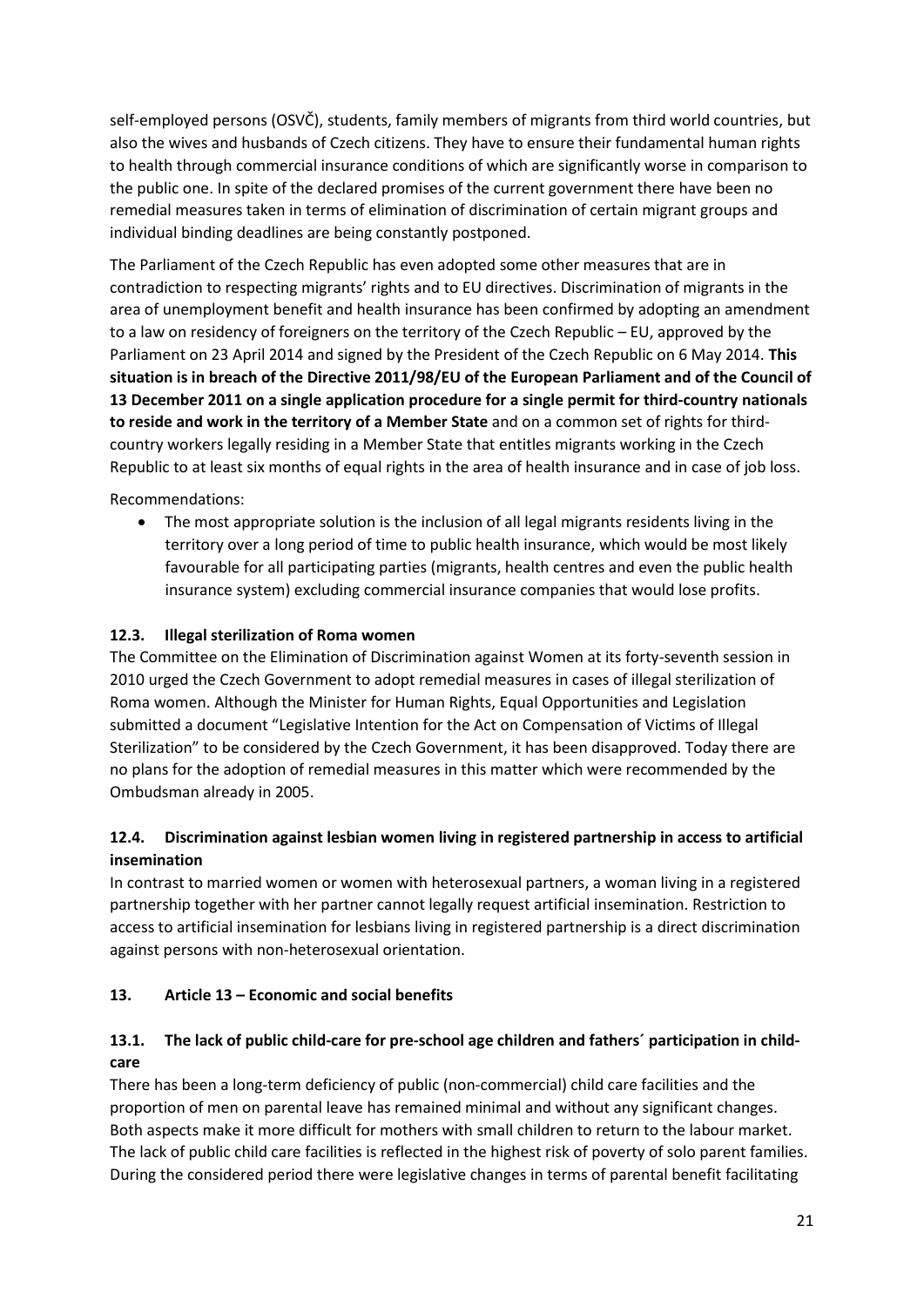self-employed persons (OSVČ), students, family members of migrants from third world countries, but also the wives and husbands of Czech citizens. They have to ensure their fundamental human rights to health through commercial insurance conditions of which are significantly worse in comparison to the public one. In spite of the declared promises of the current government there have been no remedial measures taken in terms of elimination of discrimination of certain migrant groups and individual binding deadlines are being constantly postponed.

The Parliament of the Czech Republic has even adopted some other measures that are in contradiction to respecting migrants' rights and to EU directives. Discrimination of migrants in the area of unemployment benefit and health insurance has been confirmed by adopting an amendment to a law on residency of foreigners on the territory of the Czech Republic – EU, approved by the Parliament on 23 April 2014 and signed by the President of the Czech Republic on 6 May 2014. **This situation is in breach of the Directive 2011/98/EU of the European Parliament and of the Council of 13 December 2011 on a single application procedure for a single permit for third-country nationals to reside and work in the territory of a Member State** and on a common set of rights for third-country workers legally residing in a Member State that entitles migrants working in the Czech Republic to at least six months of equal rights in the area of health insurance and in case of job loss.

Recommendations:

- The most appropriate solution is the inclusion of all legal migrants residents living in the territory over a long period of time to public health insurance, which would be most likely favourable for all participating parties (migrants, health centres and even the public health insurance system) excluding commercial insurance companies that would lose profits.

### 12.3. Illegal sterilization of Roma women

The Committee on the Elimination of Discrimination against Women at its forty-seventh session in 2010 urged the Czech Government to adopt remedial measures in cases of illegal sterilization of Roma women. Although the Minister for Human Rights, Equal Opportunities and Legislation submitted a document "Legislative Intention for the Act on Compensation of Victims of Illegal Sterilization" to be considered by the Czech Government, it has been disapproved. Today there are no plans for the adoption of remedial measures in this matter which were recommended by the Ombudsman already in 2005.

### 12.4. Discrimination against lesbian women living in registered partnership in access to artificial insemination

In contrast to married women or women with heterosexual partners, a woman living in a registered partnership together with her partner cannot legally request artificial insemination. Restriction to access to artificial insemination for lesbians living in registered partnership is a direct discrimination against persons with non-heterosexual orientation.

## 13. Article 13 – Economic and social benefits

### 13.1. The lack of public child-care for pre-school age children and fathers´ participation in child-care

There has been a long-term deficiency of public (non-commercial) child care facilities and the proportion of men on parental leave has remained minimal and without any significant changes. Both aspects make it more difficult for mothers with small children to return to the labour market. The lack of public child care facilities is reflected in the highest risk of poverty of solo parent families. During the considered period there were legislative changes in terms of parental benefit facilitating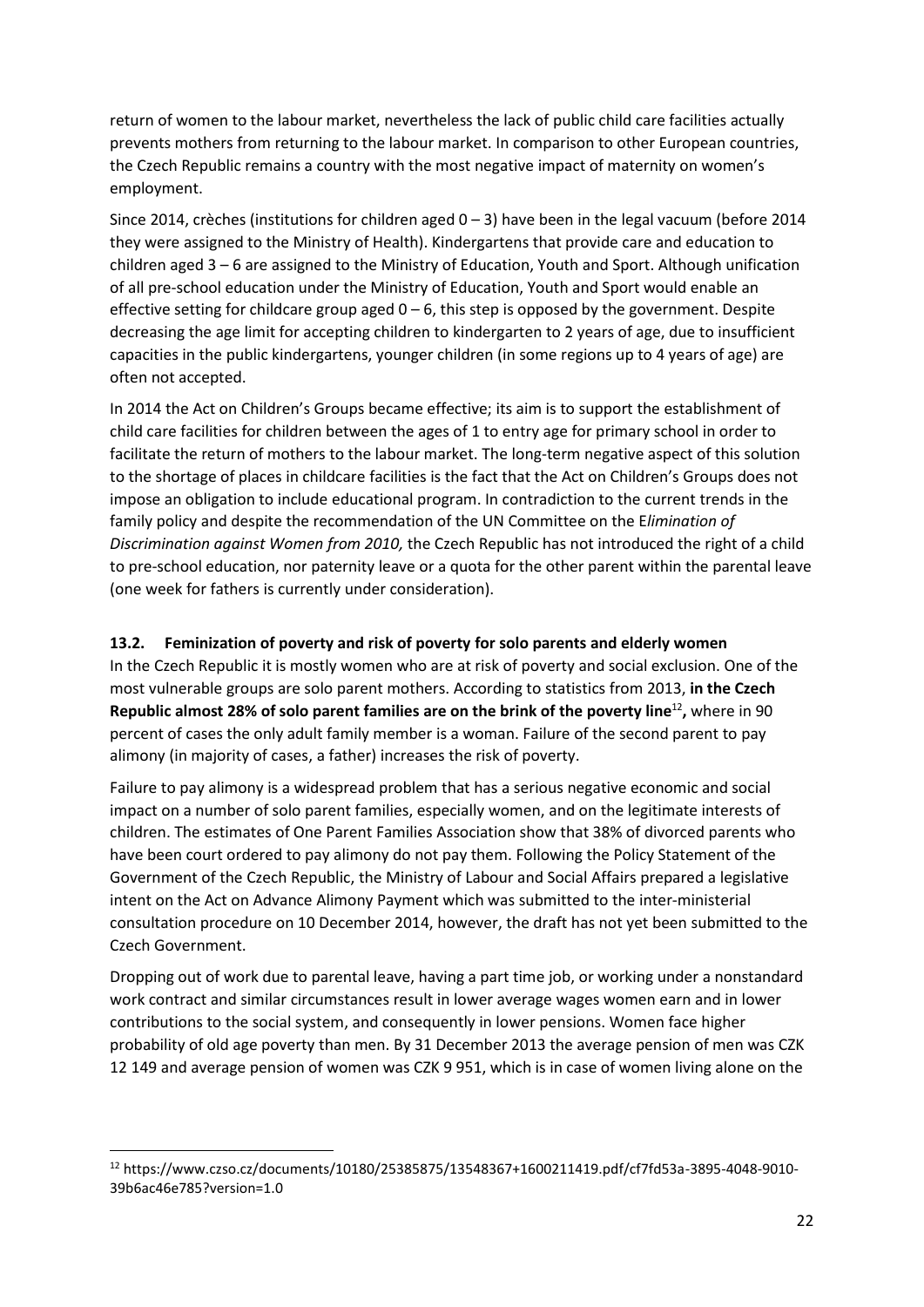return of women to the labour market, nevertheless the lack of public child care facilities actually prevents mothers from returning to the labour market. In comparison to other European countries, the Czech Republic remains a country with the most negative impact of maternity on women's employment.

Since 2014, crèches (institutions for children aged 0 – 3) have been in the legal vacuum (before 2014 they were assigned to the Ministry of Health). Kindergartens that provide care and education to children aged 3 – 6 are assigned to the Ministry of Education, Youth and Sport. Although unification of all pre-school education under the Ministry of Education, Youth and Sport would enable an effective setting for childcare group aged 0 – 6, this step is opposed by the government. Despite decreasing the age limit for accepting children to kindergarten to 2 years of age, due to insufficient capacities in the public kindergartens, younger children (in some regions up to 4 years of age) are often not accepted.

In 2014 the Act on Children's Groups became effective; its aim is to support the establishment of child care facilities for children between the ages of 1 to entry age for primary school in order to facilitate the return of mothers to the labour market. The long-term negative aspect of this solution to the shortage of places in childcare facilities is the fact that the Act on Children's Groups does not impose an obligation to include educational program. In contradiction to the current trends in the family policy and despite the recommendation of the UN Committee on the E*limination of Discrimination against Women from 2010,* the Czech Republic has not introduced the right of a child to pre-school education, nor paternity leave or a quota for the other parent within the parental leave (one week for fathers is currently under consideration).

### 13.2. Feminization of poverty and risk of poverty for solo parents and elderly women

In the Czech Republic it is mostly women who are at risk of poverty and social exclusion. One of the most vulnerable groups are solo parent mothers. According to statistics from 2013, **in the Czech Republic almost 28% of solo parent families are on the brink of the poverty line**[12]**,** where in 90 percent of cases the only adult family member is a woman. Failure of the second parent to pay alimony (in majority of cases, a father) increases the risk of poverty.

Failure to pay alimony is a widespread problem that has a serious negative economic and social impact on a number of solo parent families, especially women, and on the legitimate interests of children. The estimates of One Parent Families Association show that 38% of divorced parents who have been court ordered to pay alimony do not pay them. Following the Policy Statement of the Government of the Czech Republic, the Ministry of Labour and Social Affairs prepared a legislative intent on the Act on Advance Alimony Payment which was submitted to the inter-ministerial consultation procedure on 10 December 2014, however, the draft has not yet been submitted to the Czech Government.

Dropping out of work due to parental leave, having a part time job, or working under a nonstandard work contract and similar circumstances result in lower average wages women earn and in lower contributions to the social system, and consequently in lower pensions. Women face higher probability of old age poverty than men. By 31 December 2013 the average pension of men was CZK 12 149 and average pension of women was CZK 9 951, which is in case of women living alone on the

[12] https://www.czso.cz/documents/10180/25385875/13548367+1600211419.pdf/cf7fd53a-3895-4048-9010-39b6ac46e785?version=1.0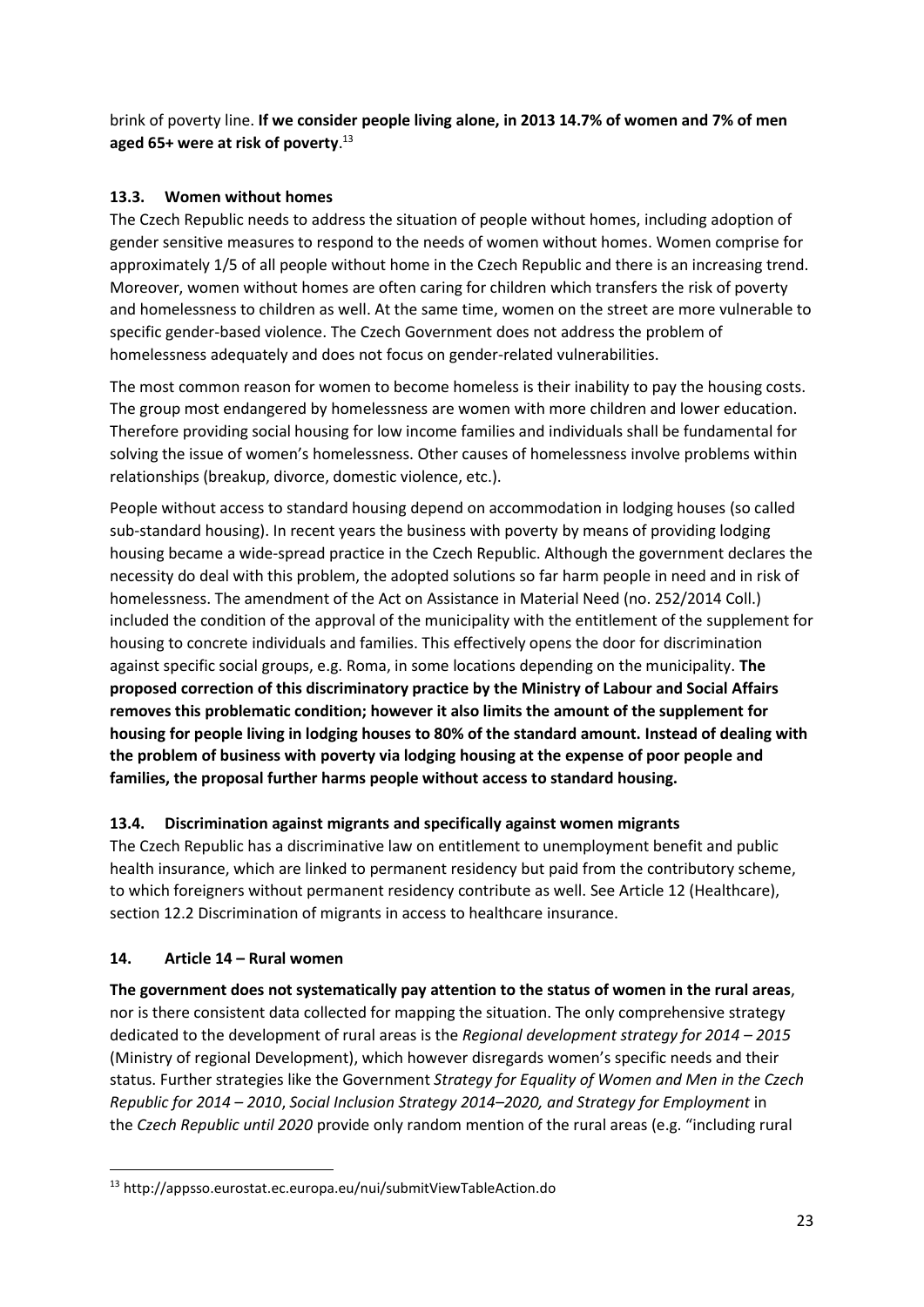brink of poverty line. **If we consider people living alone, in 2013 14.7% of women and 7% of men aged 65+ were at risk of poverty**.[13]

### 13.3. Women without homes

The Czech Republic needs to address the situation of people without homes, including adoption of gender sensitive measures to respond to the needs of women without homes. Women comprise for approximately 1/5 of all people without home in the Czech Republic and there is an increasing trend. Moreover, women without homes are often caring for children which transfers the risk of poverty and homelessness to children as well. At the same time, women on the street are more vulnerable to specific gender-based violence. The Czech Government does not address the problem of homelessness adequately and does not focus on gender-related vulnerabilities.

The most common reason for women to become homeless is their inability to pay the housing costs. The group most endangered by homelessness are women with more children and lower education. Therefore providing social housing for low income families and individuals shall be fundamental for solving the issue of women's homelessness. Other causes of homelessness involve problems within relationships (breakup, divorce, domestic violence, etc.).

People without access to standard housing depend on accommodation in lodging houses (so called sub-standard housing). In recent years the business with poverty by means of providing lodging housing became a wide-spread practice in the Czech Republic. Although the government declares the necessity do deal with this problem, the adopted solutions so far harm people in need and in risk of homelessness. The amendment of the Act on Assistance in Material Need (no. 252/2014 Coll.) included the condition of the approval of the municipality with the entitlement of the supplement for housing to concrete individuals and families. This effectively opens the door for discrimination against specific social groups, e.g. Roma, in some locations depending on the municipality. **The proposed correction of this discriminatory practice by the Ministry of Labour and Social Affairs removes this problematic condition; however it also limits the amount of the supplement for housing for people living in lodging houses to 80% of the standard amount. Instead of dealing with the problem of business with poverty via lodging housing at the expense of poor people and families, the proposal further harms people without access to standard housing.**

### 13.4. Discrimination against migrants and specifically against women migrants

The Czech Republic has a discriminative law on entitlement to unemployment benefit and public health insurance, which are linked to permanent residency but paid from the contributory scheme, to which foreigners without permanent residency contribute as well. See Article 12 (Healthcare), section 12.2 Discrimination of migrants in access to healthcare insurance.

## 14. Article 14 – Rural women

**The government does not systematically pay attention to the status of women in the rural areas**, nor is there consistent data collected for mapping the situation. The only comprehensive strategy dedicated to the development of rural areas is the *Regional development strategy for 2014 – 2015* (Ministry of regional Development), which however disregards women's specific needs and their status. Further strategies like the Government *Strategy for Equality of Women and Men in the Czech Republic for 2014 – 2010*, *Social Inclusion Strategy 2014–2020, and Strategy for Employment* in the *Czech Republic until 2020* provide only random mention of the rural areas (e.g. "including rural

[13] http://appsso.eurostat.ec.europa.eu/nui/submitViewTableAction.do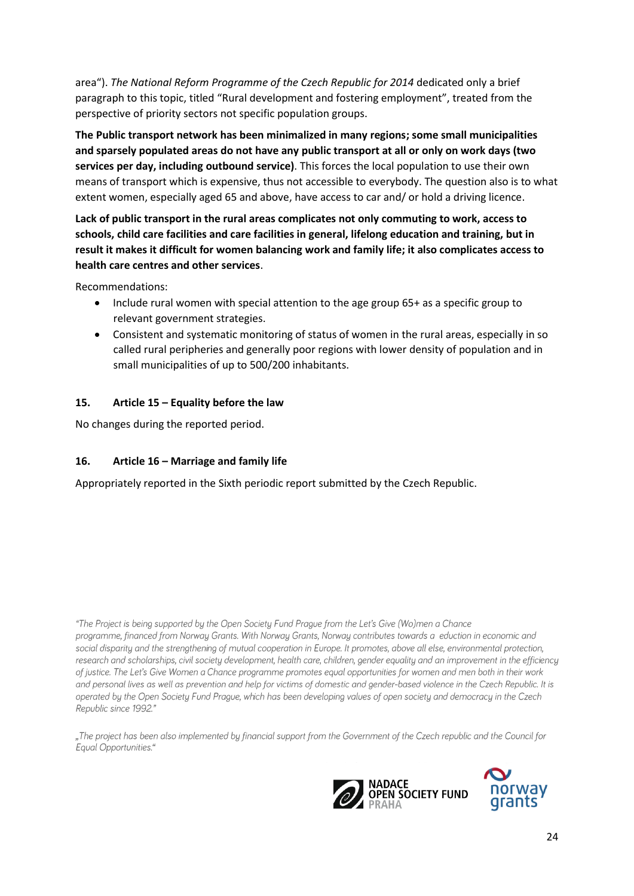area“). *The National Reform Programme of the Czech Republic for 2014* dedicated only a brief paragraph to this topic, titled “Rural development and fostering employment”, treated from the perspective of priority sectors not specific population groups.

**The Public transport network has been minimalized in many regions; some small municipalities and sparsely populated areas do not have any public transport at all or only on work days (two services per day, including outbound service)**. This forces the local population to use their own means of transport which is expensive, thus not accessible to everybody. The question also is to what extent women, especially aged 65 and above, have access to car and/ or hold a driving licence.

**Lack of public transport in the rural areas complicates not only commuting to work, access to schools, child care facilities and care facilities in general, lifelong education and training, but in result it makes it difficult for women balancing work and family life; it also complicates access to health care centres and other services**.

Recommendations:

- Include rural women with special attention to the age group 65+ as a specific group to relevant government strategies.
- Consistent and systematic monitoring of status of women in the rural areas, especially in so called rural peripheries and generally poor regions with lower density of population and in small municipalities of up to 500/200 inhabitants.

## 15. Article 15 – Equality before the law

No changes during the reported period.

## 16. Article 16 – Marriage and family life

Appropriately reported in the Sixth periodic report submitted by the Czech Republic.

*“The Project is being supported by the Open Society Fund Prague from the Let’s Give (Wo)men a Chance programme, financed from Norway Grants. With Norway Grants, Norway contributes towards a eduction in economic and social disparity and the strengthening of mutual cooperation in Europe. It promotes, above all else, environmental protection, research and scholarships, civil society development, health care, children, gender equality and an improvement in the efficiency of justice. The Let’s Give Women a Chance programme promotes equal opportunities for women and men both in their work and personal lives as well as prevention and help for victims of domestic and gender-based violence in the Czech Republic. It is operated by the Open Society Fund Prague, which has been developing values of open society and democracy in the Czech Republic since 1992.”*

*„The project has been also implemented by financial support from the Government of the Czech republic and the Council for Equal Opportunities.“*

NADACE OPEN SOCIETY FUND PRAHA

norway grants